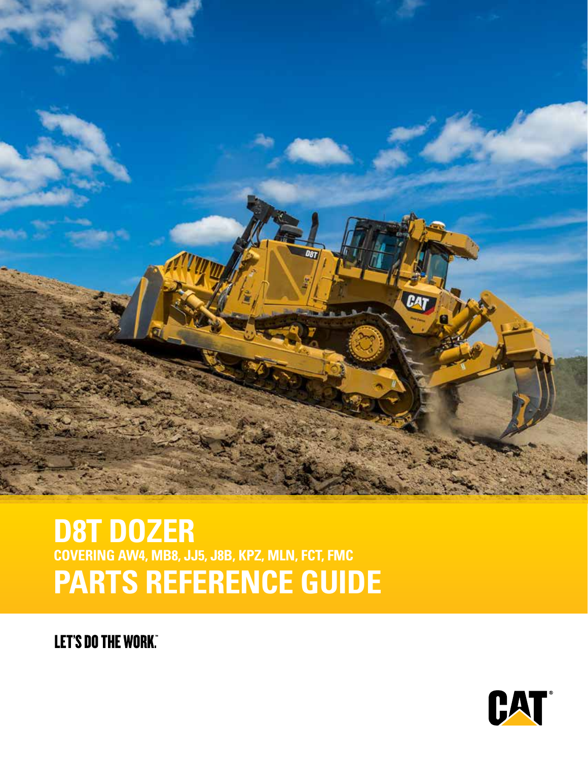# D8T DOZER

## COVERING AW4, MB8, JJ5, J8B, KPZ, MLN, FCT, FMC

# PARTS REFERENCE GUIDE

LET'S DO THE WORK.™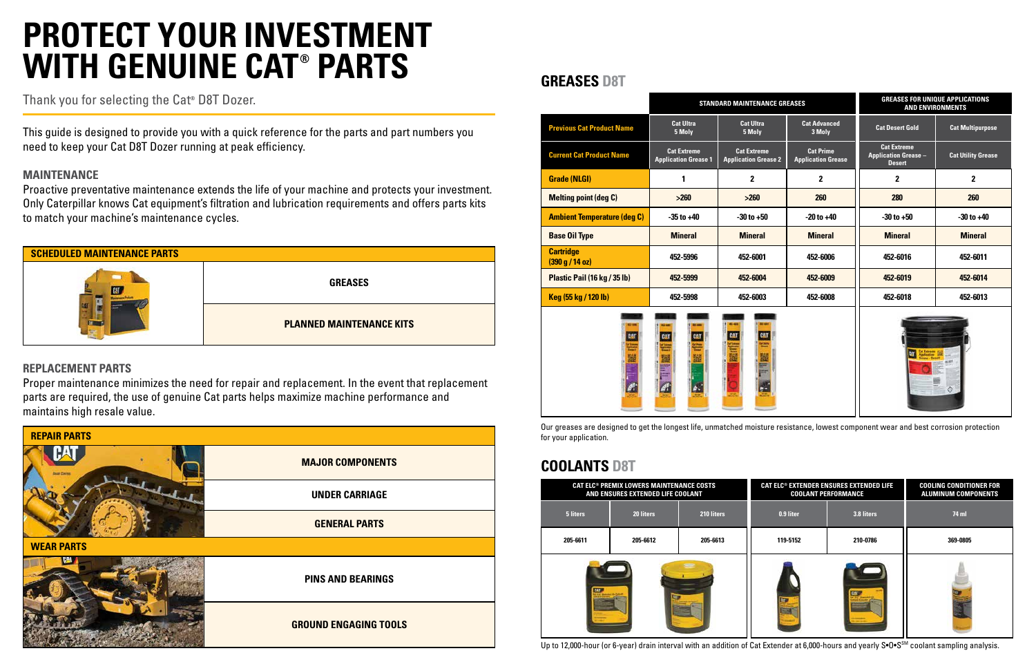# PROTECT YOUR INVESTMENT WITH GENUINE CAT® PARTS

Thank you for selecting the Cat® D8T Dozer.

This guide is designed to provide you with a quick reference for the parts and part numbers you need to keep your Cat D8T Dozer running at peak efficiency.

### MAINTENANCE

Proactive preventative maintenance extends the life of your machine and protects your investment. Only Caterpillar knows Cat equipment's filtration and lubrication requirements and offers parts kits to match your machine's maintenance cycles.

| SCHEDULED MAINTENANCE PARTS |
|---|
| GREASES |
| PLANNED MAINTENANCE KITS |

### REPLACEMENT PARTS

Proper maintenance minimizes the need for repair and replacement. In the event that replacement parts are required, the use of genuine Cat parts helps maximize machine performance and maintains high resale value.

| REPAIR PARTS |
|---|
| MAJOR COMPONENTS |
| UNDER CARRIAGE |
| GENERAL PARTS |

| WEAR PARTS |
|---|
| PINS AND BEARINGS |
| GROUND ENGAGING TOOLS |

## GREASES D8T

| | STANDARD MAINTENANCE GREASES | | | GREASES FOR UNIQUE APPLICATIONS AND ENVIRONMENTS | |
|---|---|---|---|---|---|
| **Previous Cat Product Name** | Cat Ultra 5 Moly | Cat Ultra 5 Moly | Cat Advanced 3 Moly | Cat Desert Gold | Cat Multipurpose |
| **Current Cat Product Name** | Cat Extreme Application Grease 1 | Cat Extreme Application Grease 2 | Cat Prime Application Grease | Cat Extreme Application Grease – Desert | Cat Utility Grease |
| **Grade (NLGI)** | 1 | 2 | 2 | 2 | 2 |
| **Melting point (deg C)** | >260 | >260 | 260 | 280 | 260 |
| **Ambient Temperature (deg C)** | -35 to +40 | -30 to +50 | -20 to +40 | -30 to +50 | -30 to +40 |
| **Base Oil Type** | Mineral | Mineral | Mineral | Mineral | Mineral |
| **Cartridge (390 g / 14 oz)** | 452-5996 | 452-6001 | 452-6006 | 452-6016 | 452-6011 |
| **Plastic Pail (16 kg / 35 lb)** | 452-5999 | 452-6004 | 452-6009 | 452-6019 | 452-6014 |
| **Keg (55 kg / 120 lb)** | 452-5998 | 452-6003 | 452-6008 | 452-6018 | 452-6013 |

Our greases are designed to get the longest life, unmatched moisture resistance, lowest component wear and best corrosion protection for your application.

## COOLANTS D8T

| CAT ELC® PREMIX LOWERS MAINTENANCE COSTS AND ENSURES EXTENDED LIFE COOLANT | | | CAT ELC® EXTENDER ENSURES EXTENDED LIFE COOLANT PERFORMANCE | | COOLING CONDITIONER FOR ALUMINUM COMPONENTS |
|---|---|---|---|---|---|
| 5 liters | 20 liters | 210 liters | 0.9 liter | 3.8 liters | 74 ml |
| 205-6611 | 205-6612 | 205-6613 | 119-5152 | 210-0786 | 369-0805 |

Up to 12,000-hour (or 6-year) drain interval with an addition of Cat Extender at 6,000-hours and yearly S•O•S℠ coolant sampling analysis.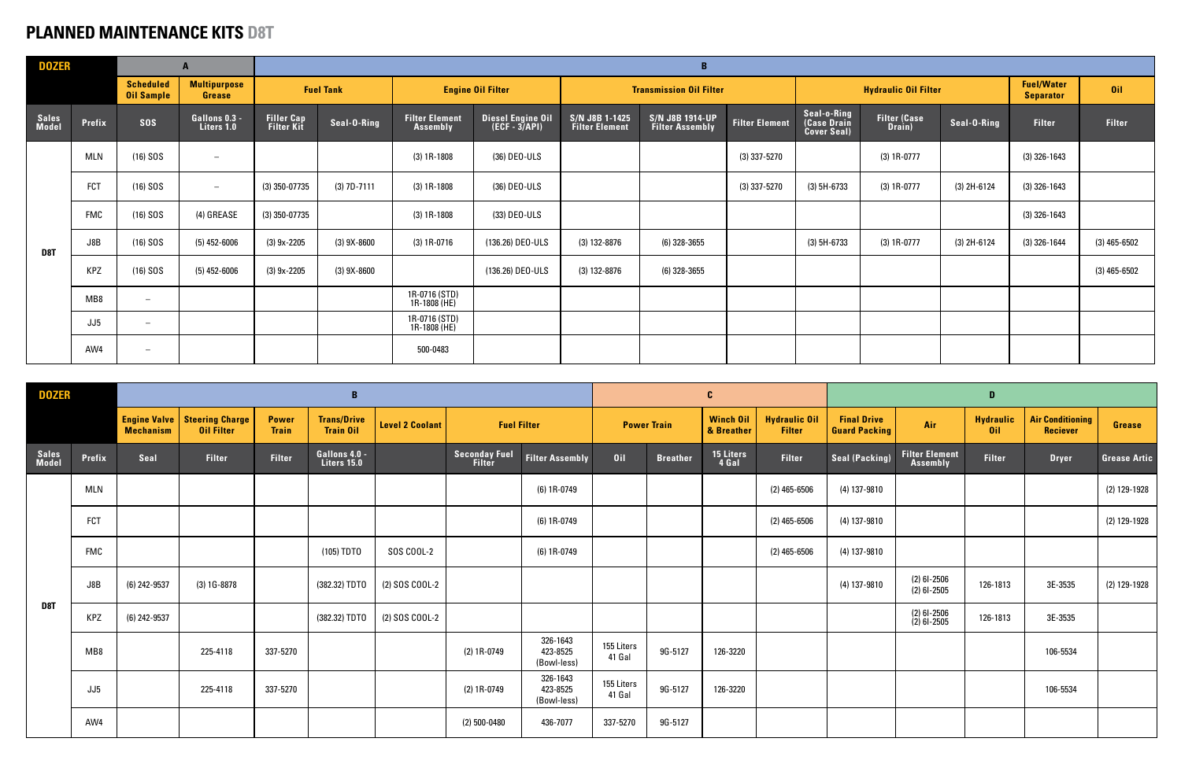# PLANNED MAINTENANCE KITS D8T

| DOZER | | A | | B | | | | | | | | | | | | |
|---|---|---|---|---|---|---|---|---|---|---|---|---|---|---|---|---|
| | | Scheduled Oil Sample | Multipurpose Grease | Fuel Tank | | Engine Oil Filter | | Transmission Oil Filter | | | Hydraulic Oil Filter | | | Fuel/Water Separator | Oil |
| Sales Model | Prefix | SOS | Gallons 0.3 - Liters 1.0 | Filler Cap Filter Kit | Seal-O-Ring | Filter Element Assembly | Diesel Engine Oil (ECF - 3/API) | S/N J8B 1-1425 Filter Element | S/N J8B 1914-UP Filter Assembly | Filter Element | Seal-o-Ring (Case Drain Cover Seal) | Filter (Case Drain) | Seal-O-Ring | Filter | Filter |
| D8T | MLN | (16) SOS | – | | | (3) 1R-1808 | (36) DEO-ULS | | | (3) 337-5270 | | (3) 1R-0777 | | (3) 326-1643 | |
| | FCT | (16) SOS | – | (3) 350-07735 | (3) 7D-7111 | (3) 1R-1808 | (36) DEO-ULS | | | (3) 337-5270 | (3) 5H-6733 | (3) 1R-0777 | (3) 2H-6124 | (3) 326-1643 | |
| | FMC | (16) SOS | (4) GREASE | (3) 350-07735 | | (3) 1R-1808 | (33) DEO-ULS | | | | | | | (3) 326-1643 | |
| | J8B | (16) SOS | (5) 452-6006 | (3) 9x-2205 | (3) 9X-8600 | (3) 1R-0716 | (136.26) DEO-ULS | (3) 132-8876 | (6) 328-3655 | | (3) 5H-6733 | (3) 1R-0777 | (3) 2H-6124 | (3) 326-1644 | (3) 465-6502 |
| | KPZ | (16) SOS | (5) 452-6006 | (3) 9x-2205 | (3) 9X-8600 | | (136.26) DEO-ULS | (3) 132-8876 | (6) 328-3655 | | | | | | (3) 465-6502 |
| | MB8 | – | | | | 1R-0716 (STD) 1R-1808 (HE) | | | | | | | | | |
| | JJ5 | – | | | | 1R-0716 (STD) 1R-1808 (HE) | | | | | | | | | |
| | AW4 | – | | | | 500-0483 | | | | | | | | | |

| DOZER | | B | | | | | | | C | | | | D | | | | |
|---|---|---|---|---|---|---|---|---|---|---|---|---|---|---|---|---|---|
| | | Engine Valve Mechanism | Steering Charge Oil Filter | Power Train | Trans/Drive Train Oil | Level 2 Coolant | Fuel Filter | | Power Train | | Winch Oil & Breather | Hydraulic Oil Filter | Final Drive Guard Packing | Air | Hydraulic Oil | Air Conditioning Reciever | Grease |
| Sales Model | Prefix | Seal | Filter | Filter | Gallons 4.0 - Liters 15.0 | | Seconday Fuel Filter | Filter Assembly | Oil | Breather | 15 Liters 4 Gal | Filter | Seal (Packing) | Filter Element Assembly | Filter | Dryer | Grease Artic |
| D8T | MLN | | | | | | | (6) 1R-0749 | | | | (2) 465-6506 | (4) 137-9810 | | | | (2) 129-1928 |
| | FCT | | | | | | | (6) 1R-0749 | | | | (2) 465-6506 | (4) 137-9810 | | | | (2) 129-1928 |
| | FMC | | | | (105) TDTO | SOS COOL-2 | | (6) 1R-0749 | | | | (2) 465-6506 | (4) 137-9810 | | | | |
| | J8B | (6) 242-9537 | (3) 1G-8878 | | (382.32) TDTO | (2) SOS COOL-2 | | | | | | | (4) 137-9810 | (2) 6I-2506 (2) 6I-2505 | 126-1813 | 3E-3535 | (2) 129-1928 |
| | KPZ | (6) 242-9537 | | | (382.32) TDTO | (2) SOS COOL-2 | | | | | | | | (2) 6I-2506 (2) 6I-2505 | 126-1813 | 3E-3535 | |
| | MB8 | | 225-4118 | 337-5270 | | | (2) 1R-0749 | 326-1643 423-8525 (Bowl-less) | 155 Liters 41 Gal | 9G-5127 | 126-3220 | | | | | 106-5534 | |
| | JJ5 | | 225-4118 | 337-5270 | | | (2) 1R-0749 | 326-1643 423-8525 (Bowl-less) | 155 Liters 41 Gal | 9G-5127 | 126-3220 | | | | | 106-5534 | |
| | AW4 | | | | | | (2) 500-0480 | 436-7077 | 337-5270 | 9G-5127 | | | | | | | |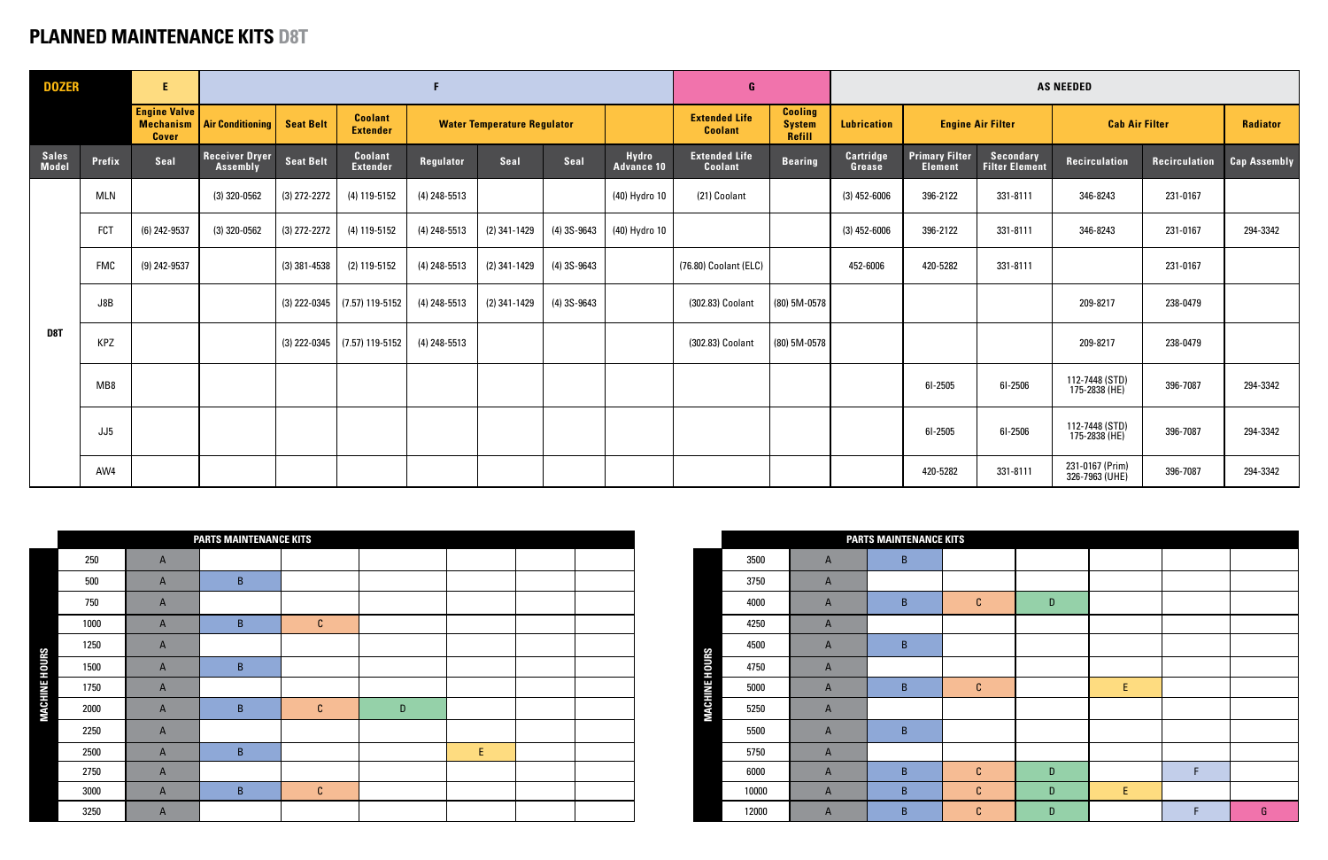# PLANNED MAINTENANCE KITS D8T

| DOZER | | E | F | | | | | | | G | | AS NEEDED | | | | | |
|---|---|---|---|---|---|---|---|---|---|---|---|---|---|---|---|---|---|
| | | Engine Valve Mechanism Cover | Air Conditioning | Seat Belt | Coolant Extender | Water Temperature Regulator | | | | Extended Life Coolant | Cooling System Refill | Lubrication | Engine Air Filter | | Cab Air Filter | | Radiator |
| Sales Model | Prefix | Seal | Receiver Dryer Assembly | Seat Belt | Coolant Extender | Regulator | Seal | Seal | Hydro Advance 10 | Extended Life Coolant | Bearing | Cartridge Grease | Primary Filter Element | Secondary Filter Element | Recirculation | Recirculation | Cap Assembly |
| D8T | MLN | | (3) 320-0562 | (3) 272-2272 | (4) 119-5152 | (4) 248-5513 | | | (40) Hydro 10 | (21) Coolant | | (3) 452-6006 | 396-2122 | 331-8111 | 346-8243 | 231-0167 | |
| | FCT | (6) 242-9537 | (3) 320-0562 | (3) 272-2272 | (4) 119-5152 | (4) 248-5513 | (2) 341-1429 | (4) 3S-9643 | (40) Hydro 10 | | | (3) 452-6006 | 396-2122 | 331-8111 | 346-8243 | 231-0167 | 294-3342 |
| | FMC | (9) 242-9537 | | (3) 381-4538 | (2) 119-5152 | (4) 248-5513 | (2) 341-1429 | (4) 3S-9643 | | (76.80) Coolant (ELC) | | 452-6006 | 420-5282 | 331-8111 | | 231-0167 | |
| | J8B | | | (3) 222-0345 | (7.57) 119-5152 | (4) 248-5513 | (2) 341-1429 | (4) 3S-9643 | | (302.83) Coolant | (80) 5M-0578 | | | | 209-8217 | 238-0479 | |
| | KPZ | | | (3) 222-0345 | (7.57) 119-5152 | (4) 248-5513 | | | | (302.83) Coolant | (80) 5M-0578 | | | | 209-8217 | 238-0479 | |
| | MB8 | | | | | | | | | | | | 6I-2505 | 6I-2506 | 112-7448 (STD) 175-2838 (HE) | 396-7087 | 294-3342 |
| | JJ5 | | | | | | | | | | | | 6I-2505 | 6I-2506 | 112-7448 (STD) 175-2838 (HE) | 396-7087 | 294-3342 |
| | AW4 | | | | | | | | | | | | 420-5282 | 331-8111 | 231-0167 (Prim) 326-7963 (UHE) | 396-7087 | 294-3342 |

## PARTS MAINTENANCE KITS

| MACHINE HOURS | | | | | | | |
|---|---|---|---|---|---|---|---|
| 250 | A | | | | | | |
| 500 | A | B | | | | | |
| 750 | A | | | | | | |
| 1000 | A | B | C | | | | |
| 1250 | A | | | | | | |
| 1500 | A | B | | | | | |
| 1750 | A | | | | | | |
| 2000 | A | B | C | D | | | |
| 2250 | A | | | | | | |
| 2500 | A | B | | | E | | |
| 2750 | A | | | | | | |
| 3000 | A | B | C | | | | |
| 3250 | A | | | | | | |

## PARTS MAINTENANCE KITS

| MACHINE HOURS | | | | | | | |
|---|---|---|---|---|---|---|---|
| 3500 | A | B | | | | | |
| 3750 | A | | | | | | |
| 4000 | A | B | C | D | | | |
| 4250 | A | | | | | | |
| 4500 | A | B | | | | | |
| 4750 | A | | | | | | |
| 5000 | A | B | C | | E | | |
| 5250 | A | | | | | | |
| 5500 | A | B | | | | | |
| 5750 | A | | | | | | |
| 6000 | A | B | C | D | | F | |
| 10000 | A | B | C | D | E | | |
| 12000 | A | B | C | D | | F | G |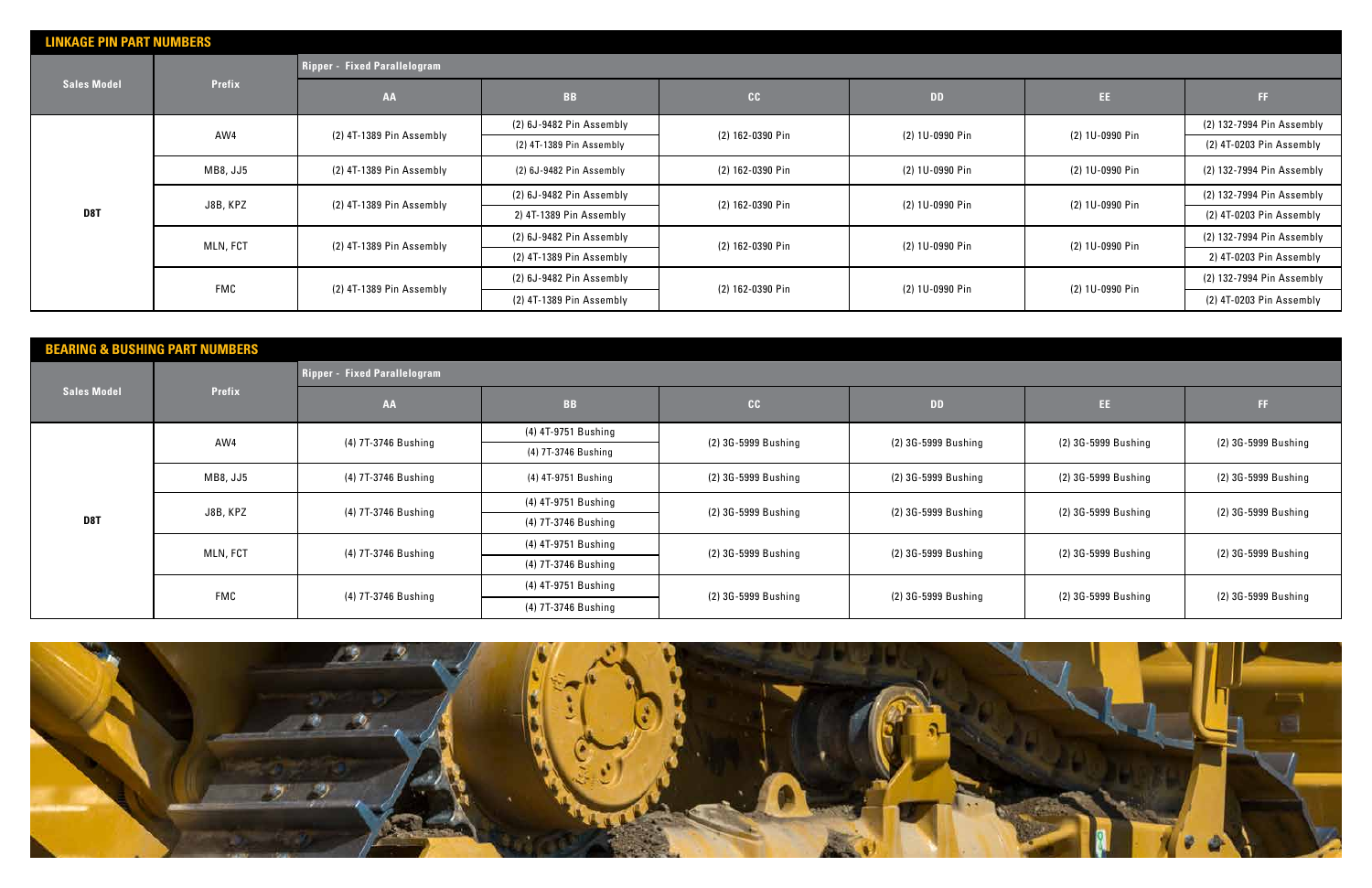## LINKAGE PIN PART NUMBERS

| Sales Model | Prefix | Ripper - Fixed Parallelogram | | | | | |
|---|---|---|---|---|---|---|---|
| | | AA | BB | CC | DD | EE | FF |
| D8T | AW4 | (2) 4T-1389 Pin Assembly | (2) 6J-9482 Pin Assembly<br>(2) 4T-1389 Pin Assembly | (2) 162-0390 Pin | (2) 1U-0990 Pin | (2) 1U-0990 Pin | (2) 132-7994 Pin Assembly<br>(2) 4T-0203 Pin Assembly |
| | MB8, JJ5 | (2) 4T-1389 Pin Assembly | (2) 6J-9482 Pin Assembly | (2) 162-0390 Pin | (2) 1U-0990 Pin | (2) 1U-0990 Pin | (2) 132-7994 Pin Assembly |
| | J8B, KPZ | (2) 4T-1389 Pin Assembly | (2) 6J-9482 Pin Assembly<br>2) 4T-1389 Pin Assembly | (2) 162-0390 Pin | (2) 1U-0990 Pin | (2) 1U-0990 Pin | (2) 132-7994 Pin Assembly<br>(2) 4T-0203 Pin Assembly |
| | MLN, FCT | (2) 4T-1389 Pin Assembly | (2) 6J-9482 Pin Assembly<br>(2) 4T-1389 Pin Assembly | (2) 162-0390 Pin | (2) 1U-0990 Pin | (2) 1U-0990 Pin | (2) 132-7994 Pin Assembly<br>2) 4T-0203 Pin Assembly |
| | FMC | (2) 4T-1389 Pin Assembly | (2) 6J-9482 Pin Assembly<br>(2) 4T-1389 Pin Assembly | (2) 162-0390 Pin | (2) 1U-0990 Pin | (2) 1U-0990 Pin | (2) 132-7994 Pin Assembly<br>(2) 4T-0203 Pin Assembly |

## BEARING & BUSHING PART NUMBERS

| Sales Model | Prefix | Ripper - Fixed Parallelogram | | | | | |
|---|---|---|---|---|---|---|---|
| | | AA | BB | CC | DD | EE | FF |
| D8T | AW4 | (4) 7T-3746 Bushing | (4) 4T-9751 Bushing<br>(4) 7T-3746 Bushing | (2) 3G-5999 Bushing | (2) 3G-5999 Bushing | (2) 3G-5999 Bushing | (2) 3G-5999 Bushing |
| | MB8, JJ5 | (4) 7T-3746 Bushing | (4) 4T-9751 Bushing | (2) 3G-5999 Bushing | (2) 3G-5999 Bushing | (2) 3G-5999 Bushing | (2) 3G-5999 Bushing |
| | J8B, KPZ | (4) 7T-3746 Bushing | (4) 4T-9751 Bushing<br>(4) 7T-3746 Bushing | (2) 3G-5999 Bushing | (2) 3G-5999 Bushing | (2) 3G-5999 Bushing | (2) 3G-5999 Bushing |
| | MLN, FCT | (4) 7T-3746 Bushing | (4) 4T-9751 Bushing<br>(4) 7T-3746 Bushing | (2) 3G-5999 Bushing | (2) 3G-5999 Bushing | (2) 3G-5999 Bushing | (2) 3G-5999 Bushing |
| | FMC | (4) 7T-3746 Bushing | (4) 4T-9751 Bushing<br>(4) 7T-3746 Bushing | (2) 3G-5999 Bushing | (2) 3G-5999 Bushing | (2) 3G-5999 Bushing | (2) 3G-5999 Bushing |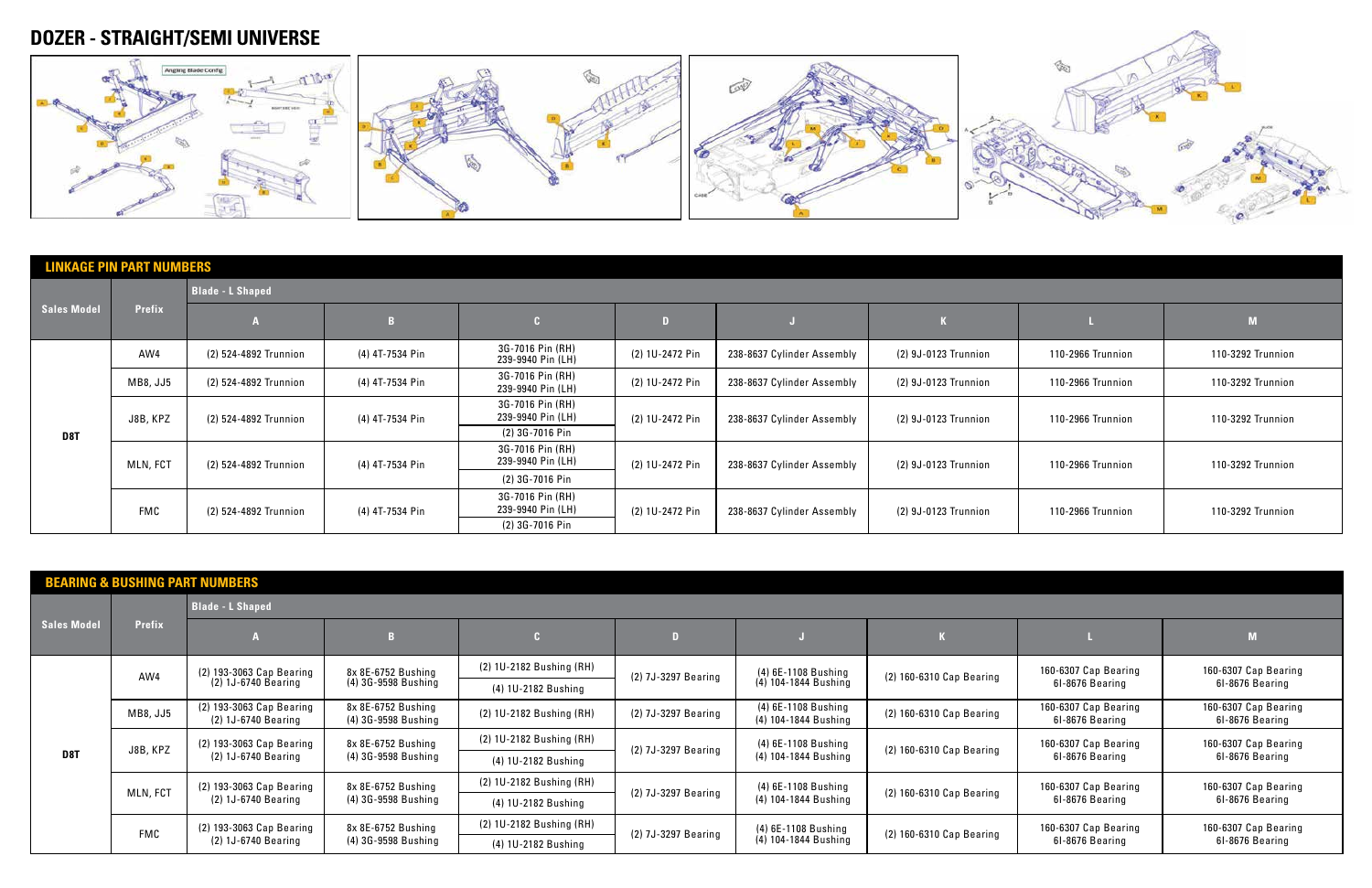# DOZER - STRAIGHT/SEMI UNIVERSE

## LINKAGE PIN PART NUMBERS

| Sales Model | Prefix | Blade - L Shaped | | | | | | | |
|---|---|---|---|---|---|---|---|---|---|
| | | A | B | C | D | J | K | L | M |
| D8T | AW4 | (2) 524-4892 Trunnion | (4) 4T-7534 Pin | 3G-7016 Pin (RH) 239-9940 Pin (LH) | (2) 1U-2472 Pin | 238-8637 Cylinder Assembly | (2) 9J-0123 Trunnion | 110-2966 Trunnion | 110-3292 Trunnion |
| | MB8, JJ5 | (2) 524-4892 Trunnion | (4) 4T-7534 Pin | 3G-7016 Pin (RH) 239-9940 Pin (LH) | (2) 1U-2472 Pin | 238-8637 Cylinder Assembly | (2) 9J-0123 Trunnion | 110-2966 Trunnion | 110-3292 Trunnion |
| | J8B, KPZ | (2) 524-4892 Trunnion | (4) 4T-7534 Pin | 3G-7016 Pin (RH) 239-9940 Pin (LH) / (2) 3G-7016 Pin | (2) 1U-2472 Pin | 238-8637 Cylinder Assembly | (2) 9J-0123 Trunnion | 110-2966 Trunnion | 110-3292 Trunnion |
| | MLN, FCT | (2) 524-4892 Trunnion | (4) 4T-7534 Pin | 3G-7016 Pin (RH) 239-9940 Pin (LH) / (2) 3G-7016 Pin | (2) 1U-2472 Pin | 238-8637 Cylinder Assembly | (2) 9J-0123 Trunnion | 110-2966 Trunnion | 110-3292 Trunnion |
| | FMC | (2) 524-4892 Trunnion | (4) 4T-7534 Pin | 3G-7016 Pin (RH) 239-9940 Pin (LH) / (2) 3G-7016 Pin | (2) 1U-2472 Pin | 238-8637 Cylinder Assembly | (2) 9J-0123 Trunnion | 110-2966 Trunnion | 110-3292 Trunnion |

## BEARING & BUSHING PART NUMBERS

| Sales Model | Prefix | Blade - L Shaped | | | | | | | |
|---|---|---|---|---|---|---|---|---|---|
| | | A | B | C | D | J | K | L | M |
| D8T | AW4 | (2) 193-3063 Cap Bearing (2) 1J-6740 Bearing | 8x 8E-6752 Bushing (4) 3G-9598 Bushing | (2) 1U-2182 Bushing (RH) / (4) 1U-2182 Bushing | (2) 7J-3297 Bearing | (4) 6E-1108 Bushing (4) 104-1844 Bushing | (2) 160-6310 Cap Bearing | 160-6307 Cap Bearing 6I-8676 Bearing | 160-6307 Cap Bearing 6I-8676 Bearing |
| | MB8, JJ5 | (2) 193-3063 Cap Bearing (2) 1J-6740 Bearing | 8x 8E-6752 Bushing (4) 3G-9598 Bushing | (2) 1U-2182 Bushing (RH) | (2) 7J-3297 Bearing | (4) 6E-1108 Bushing (4) 104-1844 Bushing | (2) 160-6310 Cap Bearing | 160-6307 Cap Bearing 6I-8676 Bearing | 160-6307 Cap Bearing 6I-8676 Bearing |
| | J8B, KPZ | (2) 193-3063 Cap Bearing (2) 1J-6740 Bearing | 8x 8E-6752 Bushing (4) 3G-9598 Bushing | (2) 1U-2182 Bushing (RH) / (4) 1U-2182 Bushing | (2) 7J-3297 Bearing | (4) 6E-1108 Bushing (4) 104-1844 Bushing | (2) 160-6310 Cap Bearing | 160-6307 Cap Bearing 6I-8676 Bearing | 160-6307 Cap Bearing 6I-8676 Bearing |
| | MLN, FCT | (2) 193-3063 Cap Bearing (2) 1J-6740 Bearing | 8x 8E-6752 Bushing (4) 3G-9598 Bushing | (2) 1U-2182 Bushing (RH) / (4) 1U-2182 Bushing | (2) 7J-3297 Bearing | (4) 6E-1108 Bushing (4) 104-1844 Bushing | (2) 160-6310 Cap Bearing | 160-6307 Cap Bearing 6I-8676 Bearing | 160-6307 Cap Bearing 6I-8676 Bearing |
| | FMC | (2) 193-3063 Cap Bearing (2) 1J-6740 Bearing | 8x 8E-6752 Bushing (4) 3G-9598 Bushing | (2) 1U-2182 Bushing (RH) / (4) 1U-2182 Bushing | (2) 7J-3297 Bearing | (4) 6E-1108 Bushing (4) 104-1844 Bushing | (2) 160-6310 Cap Bearing | 160-6307 Cap Bearing 6I-8676 Bearing | 160-6307 Cap Bearing 6I-8676 Bearing |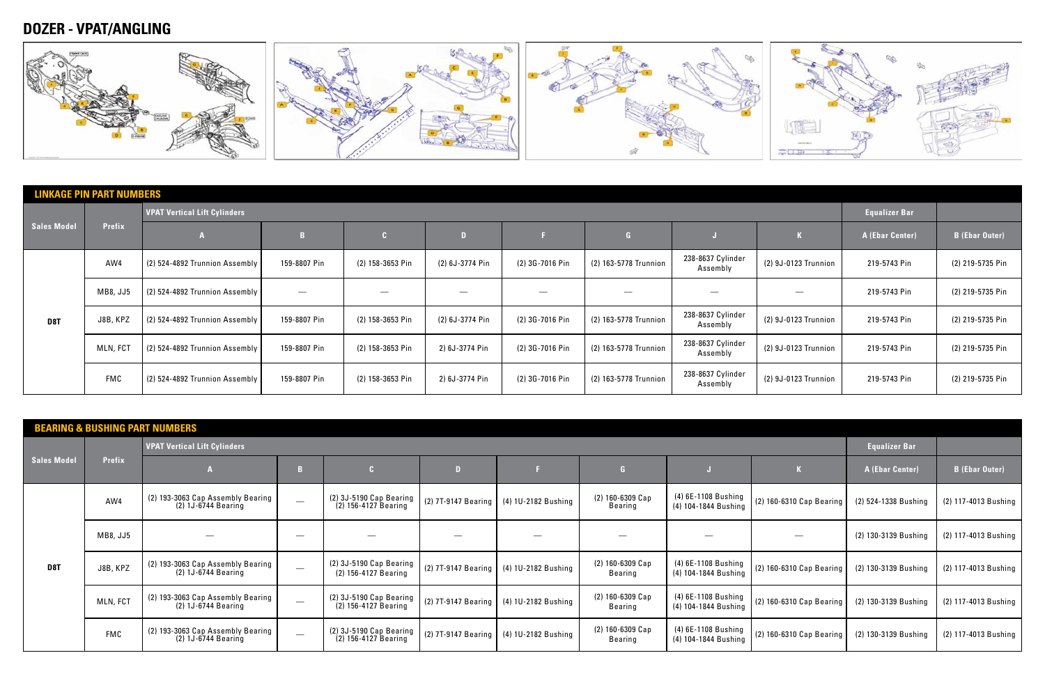# DOZER - VPAT/ANGLING

## LINKAGE PIN PART NUMBERS

| Sales Model | Prefix | VPAT Vertical Lift Cylinders | | | | | | | | Equalizer Bar | |
|---|---|---|---|---|---|---|---|---|---|---|---|
| | | A | B | C | D | F | G | J | K | A (Ebar Center) | B (Ebar Outer) |
| D8T | AW4 | (2) 524-4892 Trunnion Assembly | 159-8807 Pin | (2) 158-3653 Pin | (2) 6J-3774 Pin | (2) 3G-7016 Pin | (2) 163-5778 Trunnion | 238-8637 Cylinder Assembly | (2) 9J-0123 Trunnion | 219-5743 Pin | (2) 219-5735 Pin |
| | MB8, JJ5 | (2) 524-4892 Trunnion Assembly | — | — | — | — | — | — | — | 219-5743 Pin | (2) 219-5735 Pin |
| | J8B, KPZ | (2) 524-4892 Trunnion Assembly | 159-8807 Pin | (2) 158-3653 Pin | (2) 6J-3774 Pin | (2) 3G-7016 Pin | (2) 163-5778 Trunnion | 238-8637 Cylinder Assembly | (2) 9J-0123 Trunnion | 219-5743 Pin | (2) 219-5735 Pin |
| | MLN, FCT | (2) 524-4892 Trunnion Assembly | 159-8807 Pin | (2) 158-3653 Pin | 2) 6J-3774 Pin | (2) 3G-7016 Pin | (2) 163-5778 Trunnion | 238-8637 Cylinder Assembly | (2) 9J-0123 Trunnion | 219-5743 Pin | (2) 219-5735 Pin |
| | FMC | (2) 524-4892 Trunnion Assembly | 159-8807 Pin | (2) 158-3653 Pin | 2) 6J-3774 Pin | (2) 3G-7016 Pin | (2) 163-5778 Trunnion | 238-8637 Cylinder Assembly | (2) 9J-0123 Trunnion | 219-5743 Pin | (2) 219-5735 Pin |

## BEARING & BUSHING PART NUMBERS

| Sales Model | Prefix | VPAT Vertical Lift Cylinders | | | | | | | | Equalizer Bar | |
|---|---|---|---|---|---|---|---|---|---|---|---|
| | | A | B | C | D | F | G | J | K | A (Ebar Center) | B (Ebar Outer) |
| D8T | AW4 | (2) 193-3063 Cap Assembly Bearing (2) 1J-6744 Bearing | — | (2) 3J-5190 Cap Bearing (2) 156-4127 Bearing | (2) 7T-9147 Bearing | (4) 1U-2182 Bushing | (2) 160-6309 Cap Bearing | (4) 6E-1108 Bushing (4) 104-1844 Bushing | (2) 160-6310 Cap Bearing | (2) 524-1338 Bushing | (2) 117-4013 Bushing |
| | MB8, JJ5 | — | — | — | — | — | — | — | — | (2) 130-3139 Bushing | (2) 117-4013 Bushing |
| | J8B, KPZ | (2) 193-3063 Cap Assembly Bearing (2) 1J-6744 Bearing | — | (2) 3J-5190 Cap Bearing (2) 156-4127 Bearing | (2) 7T-9147 Bearing | (4) 1U-2182 Bushing | (2) 160-6309 Cap Bearing | (4) 6E-1108 Bushing (4) 104-1844 Bushing | (2) 160-6310 Cap Bearing | (2) 130-3139 Bushing | (2) 117-4013 Bushing |
| | MLN, FCT | (2) 193-3063 Cap Assembly Bearing (2) 1J-6744 Bearing | — | (2) 3J-5190 Cap Bearing (2) 156-4127 Bearing | (2) 7T-9147 Bearing | (4) 1U-2182 Bushing | (2) 160-6309 Cap Bearing | (4) 6E-1108 Bushing (4) 104-1844 Bushing | (2) 160-6310 Cap Bearing | (2) 130-3139 Bushing | (2) 117-4013 Bushing |
| | FMC | (2) 193-3063 Cap Assembly Bearing (2) 1J-6744 Bearing | — | (2) 3J-5190 Cap Bearing (2) 156-4127 Bearing | (2) 7T-9147 Bearing | (4) 1U-2182 Bushing | (2) 160-6309 Cap Bearing | (4) 6E-1108 Bushing (4) 104-1844 Bushing | (2) 160-6310 Cap Bearing | (2) 130-3139 Bushing | (2) 117-4013 Bushing |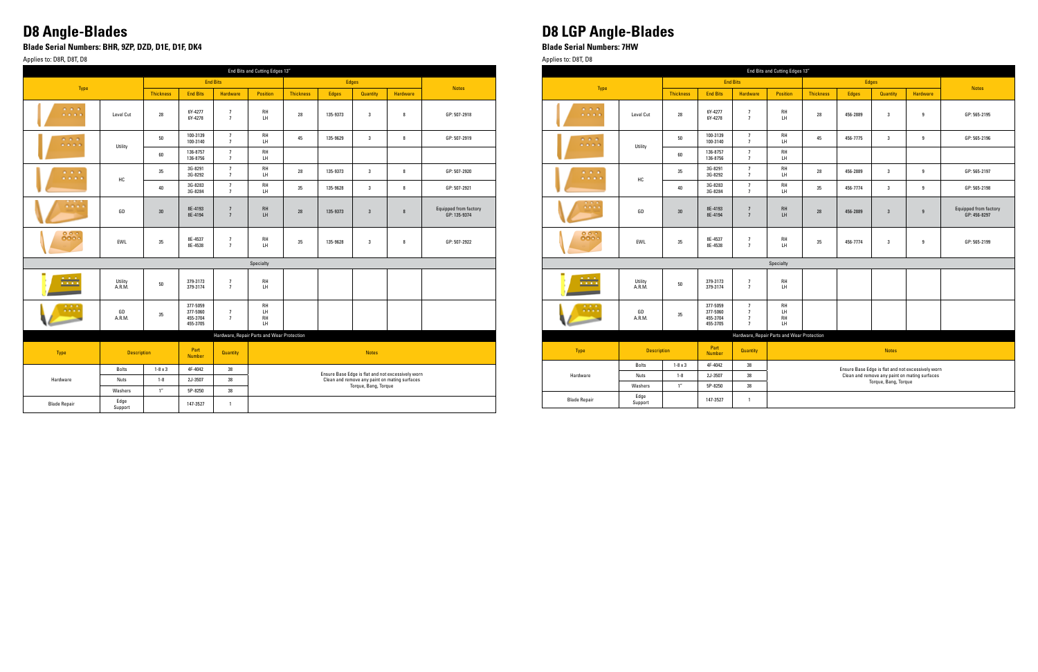# D8 Angle-Blades

**Blade Serial Numbers: BHR, 9ZP, DZD, D1E, D1F, DK4**

Applies to: D8R, D8T, D8

| End Bits and Cutting Edges 13" | | | | | | | | | | |
|---|---|---|---|---|---|---|---|---|---|---|
| Type | | End Bits | | | | Edges | | | | Notes |
| | | Thickness | End Bits | Hardware | Position | Thickness | Edges | Quantity | Hardware | |
| | Level Cut | 28 | 6Y-4277<br>6Y-4278 | 7<br>7 | RH<br>LH | 28 | 135-9373 | 3 | 8 | GP: 507-2918 |
| | Utility | 50 | 100-3139<br>100-3140 | 7<br>7 | RH<br>LH | 45 | 135-9629 | 3 | 8 | GP: 507-2919 |
| | Utility | 60 | 136-8757<br>136-8756 | 7<br>7 | RH<br>LH | | | | | |
| | HC | 35 | 3G-8291<br>3G-8292 | 7<br>7 | RH<br>LH | 28 | 135-9373 | 3 | 8 | GP: 507-2920 |
| | HC | 40 | 3G-8283<br>3G-8284 | 7<br>7 | RH<br>LH | 35 | 135-9628 | 3 | 8 | GP: 507-2921 |
| | GD | 30 | 8E-4193<br>8E-4194 | 7<br>7 | RH<br>LH | 28 | 135-9373 | 3 | 8 | Equipped from factory GP: 135-9374 |
| | EWL | 35 | 8E-4537<br>8E-4538 | 7<br>7 | RH<br>LH | 35 | 135-9628 | 3 | 8 | GP: 507-2922 |
| Specialty | | | | | | | | | | |
| | Utility A.R.M. | 50 | 379-3173<br>379-3174 | 7<br>7 | RH<br>LH | | | | | |
| | GD A.R.M. | 35 | 377-5059<br>377-5060<br>455-3704<br>455-3705 | 7<br>7 | RH<br>LH<br>RH<br>LH | | | | | |

| Hardware, Repair Parts and Wear Protection | | | | | |
|---|---|---|---|---|---|
| Type | Description | | Part Number | Quantity | Notes |
| Hardware | Bolts | 1-8 x 3 | 4F-4042 | 38 | Ensure Base Edge is flat and not excessively worn<br>Clean and remove any paint on mating surfaces<br>Torque, Bang, Torque |
| Hardware | Nuts | 1-8 | 2J-3507 | 38 | |
| Hardware | Washers | 1" | 5P-8250 | 38 | |
| Blade Repair | Edge Support | | 147-3527 | 1 | |

# D8 LGP Angle-Blades

**Blade Serial Numbers: 7HW**

Applies to: D8T, D8

| End Bits and Cutting Edges 13" | | | | | | | | | | |
|---|---|---|---|---|---|---|---|---|---|---|
| Type | | End Bits | | | | Edges | | | | Notes |
| | | Thickness | End Bits | Hardware | Position | Thickness | Edges | Quantity | Hardware | |
| | Level Cut | 28 | 6Y-4277<br>6Y-4278 | 7<br>7 | RH<br>LH | 28 | 456-2889 | 3 | 9 | GP: 565-2195 |
| | Utility | 50 | 100-3139<br>100-3140 | 7<br>7 | RH<br>LH | 45 | 456-7775 | 3 | 9 | GP: 565-2196 |
| | Utility | 60 | 136-8757<br>136-8756 | 7<br>7 | RH<br>LH | | | | | |
| | HC | 35 | 3G-8291<br>3G-8292 | 7<br>7 | RH<br>LH | 28 | 456-2889 | 3 | 9 | GP: 565-2197 |
| | HC | 40 | 3G-8283<br>3G-8284 | 7<br>7 | RH<br>LH | 35 | 456-7774 | 3 | 9 | GP: 565-2198 |
| | GD | 30 | 8E-4193<br>8E-4194 | 7<br>7 | RH<br>LH | 28 | 456-2889 | 3 | 9 | Equipped from factory GP: 456-8297 |
| | EWL | 35 | 8E-4537<br>8E-4538 | 7<br>7 | RH<br>LH | 35 | 456-7774 | 3 | 9 | GP: 565-2199 |
| Specialty | | | | | | | | | | |
| | Utility A.R.M. | 50 | 379-3173<br>379-3174 | 7<br>7 | RH<br>LH | | | | | |
| | GD A.R.M. | 35 | 377-5059<br>377-5060<br>455-3704<br>455-3705 | 7<br>7<br>7<br>7 | RH<br>LH<br>RH<br>LH | | | | | |

| Hardware, Repair Parts and Wear Protection | | | | | |
|---|---|---|---|---|---|
| Type | Description | | Part Number | Quantity | Notes |
| Hardware | Bolts | 1-8 x 3 | 4F-4042 | 38 | Ensure Base Edge is flat and not excessively worn<br>Clean and remove any paint on mating surfaces<br>Torque, Bang, Torque |
| Hardware | Nuts | 1-8 | 2J-3507 | 38 | |
| Hardware | Washers | 1" | 5P-8250 | 38 | |
| Blade Repair | Edge Support | | 147-3527 | 1 | |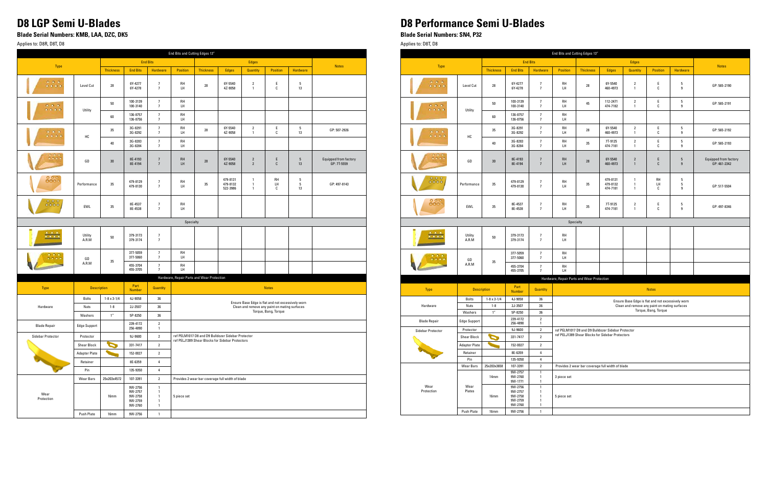# D8 LGP Semi U-Blades

## Blade Serial Numbers: KMB, LAA, DZC, DK5

Applies to: D8R, D8T, D8

| Type | | End Bits and Cutting Edges 13" | | | | | | | | | Notes |
|---|---|---|---|---|---|---|---|---|---|---|---|
| | | End Bits | | | | Edges | | | | | |
| | | Thickness | End Bits | Hardware | Position | Thickness | Edges | Quantity | Position | Hardware | |
| | Level Cut | 28 | 6Y-4277<br>6Y-4278 | 7<br>7 | RH<br>LH | 28 | 6Y-5540<br>4Z-9058 | 2<br>1 | E<br>C | 5<br>13 | |
| | Utility | 50 | 100-3139<br>100-3140 | 7<br>7 | RH<br>LH | | | | | | |
| | | 60 | 136-8757<br>136-8756 | 7<br>7 | RH<br>LH | | | | | | |
| | HC | 35 | 3G-8291<br>3G-8292 | 7<br>7 | RH<br>LH | 28 | 6Y-5540<br>4Z-9058 | 2<br>1 | E<br>C | 5<br>13 | GP: 507-2926 |
| | | 40 | 3G-8283<br>3G-8284 | 7<br>7 | RH<br>LH | | | | | | |
| | GD | 30 | 8E-4193<br>8E-4194 | 7<br>7 | RH<br>LH | 28 | 6Y-5540<br>4Z-9058 | 2<br>2 | E<br>C | 5<br>13 | Equipped from factory GP: 7T-5559 |
| | Performance | 35 | 479-8129<br>479-8130 | 7<br>7 | RH<br>LH | 35 | 479-8131<br>479-8132<br>522-3986 | 1<br>1<br>1 | RH<br>LH<br>C | 5<br>5<br>13 | GP: 497-8143 |
| | EWL | 35 | 8E-4537<br>8E-4538 | 7<br>7 | RH<br>LH | | | | | | |
| Specialty | | | | | | | | | | | |
| | Utility A.R.M | 50 | 379-3173<br>379-3174 | 7<br>7 | | | | | | | |
| | GD A.R.M | 35 | 377-5059<br>377-5060 | 7<br>7 | RH<br>LH | | | | | | |
| | | | 455-3704<br>455-3705 | 7<br>7 | RH<br>LH | | | | | | |

**Hardware, Repair Parts and Wear Protection**

| Type | Description | | Part Number | Quantity | Notes |
|---|---|---|---|---|---|
| Hardware | Bolts | 1-8 x 3-1/4 | 4J-9058 | 36 | Ensure Base Edge is flat and not excessively worn<br>Clean and remove any paint on mating surfaces<br>Torque, Bang, Torque |
| | Nuts | 1-8 | 2J-3507 | 36 | |
| | Washers | 1" | 5P-8250 | 36 | |
| Blade Repair | Edge Support | | 239-4172<br>256-4890 | 2<br>1 | |
| Sidebar Protector | Protector | | 9J-9600 | 2 | ref PELM1017 D8 and D9 Bulldozer Sidebar Protector<br>ref PELJ1389 Shear Blocks for Sidebar Protectors |
| | Shear Block | | 331-7417 | 2 | |
| | Adapter Plate | | 152-0027 | 2 | |
| | Retainer | | 8E-6359 | 4 | |
| | Pin | | 135-9350 | 4 | |
| Wear Protection | Wear Bars | 25x203x4572 | 107-3391 | 2 | Provides 2 wear bar coverage full width of blade |
| | | 16mm | 9W-2756<br>9W-2757<br>9W-2758<br>9W-2759<br>9W-2760 | 1<br>1<br>1<br>1<br>1 | 5 piece set |
| | Push Plate | 16mm | 9W-2756 | 1 | |

# D8 Performance Semi U-Blades

## Blade Serial Numbers: SN4, P32

Applies to: D8T, D8

| Type | | End Bits and Cutting Edges 13" | | | | | | | | | Notes |
|---|---|---|---|---|---|---|---|---|---|---|---|
| | | End Bits | | | | Edges | | | | | |
| | | Thickness | End Bits | Hardware | Position | Thickness | Edges | Quantity | Position | Hardware | |
| | Level Cut | 28 | 6Y-4277<br>6Y-4278 | 7<br>7 | RH<br>LH | 28 | 6Y-5540<br>460-4973 | 2<br>1 | E<br>C | 5<br>9 | GP: 565-2190 |
| | Utility | 50 | 100-3139<br>100-3140 | 7<br>7 | RH<br>LH | 45 | 112-2471<br>474-7182 | 2<br>1 | E<br>C | 5<br>9 | GP: 565-2191 |
| | | 60 | 136-8757<br>136-8756 | 7<br>7 | RH<br>LH | | | | | | |
| | HC | 35 | 3G-8291<br>3G-8292 | 7<br>7 | RH<br>LH | 28 | 6Y-5540<br>460-4973 | 2<br>1 | E<br>C | 5<br>9 | GP: 565-2192 |
| | | 40 | 3G-8283<br>3G-8284 | 7<br>7 | RH<br>LH | 35 | 7T-9125<br>474-7181 | 2<br>1 | E<br>C | 5<br>9 | GP: 565-2193 |
| | GD | 30 | 8E-4193<br>8E-4194 | 7<br>7 | RH<br>LH | 28 | 6Y-5540<br>460-4973 | 2<br>1 | E<br>C | 5<br>9 | Equipped from factory GP: 461-2342 |
| | Performance | 35 | 479-8129<br>479-8130 | 7<br>7 | RH<br>LH | 35 | 479-8131<br>479-8132<br>474-7181 | 1<br>1<br>1 | RH<br>LH<br>C | 5<br>5<br>9 | GP: 517-5504 |
| | EWL | 35 | 8E-4537<br>8E-4538 | 7<br>7 | RH<br>LH | 35 | 7T-9125<br>474-7181 | 2<br>1 | E<br>C | 5<br>9 | GP: 497-8346 |
| Specialty | | | | | | | | | | | |
| | Utility A.R.M | 50 | 379-3173<br>379-3174 | 7<br>7 | RH<br>LH | | | | | | |
| | GD A.R.M | 35 | 377-5059<br>377-5060 | 7<br>7 | RH<br>LH | | | | | | |
| | | | 455-3704<br>455-3705 | 7<br>7 | RH<br>LH | | | | | | |

**Hardware, Repair Parts and Wear Protection**

| Type | Description | | Part Number | Quantity | Notes |
|---|---|---|---|---|---|
| Hardware | Bolts | 1-8 x 3-1/4 | 4J-9058 | 36 | Ensure Base Edge is flat and not excessively worn<br>Clean and remove any paint on mating surfaces<br>Torque, Bang, Torque |
| | Nuts | 1-8 | 2J-3507 | 36 | |
| | Washers | 1" | 5P-8250 | 36 | |
| Blade Repair | Edge Support | | 239-4172<br>256-4890 | 2<br>1 | |
| Sidebar Protector | Protector | | 9J-9600 | 2 | ref PELM1017 D8 and D9 Bulldozer Sidebar Protector<br>ref PELJ1389 Shear Blocks for Sidebar Protectors |
| | Shear Block | | 331-7417 | 2 | |
| | Adapter Plate | | 152-0027 | 2 | |
| | Retainer | | 8E-6359 | 4 | |
| | Pin | | 135-9350 | 4 | |
| Wear Protection | Wear Bars | 25x203x3658 | 107-3391 | 2 | Provides 2 wear bar coverage full width of blade |
| | Wear Plates | 14mm | 9W-2757<br>9W-2760<br>9W-1771 | 1<br>1<br>1 | 3 piece set |
| | | 16mm | 9W-2756<br>9W-2757<br>9W-2758<br>9W-2759<br>9W-2760 | 1<br>1<br>1<br>1<br>1 | 5 piece set |
| | Push Plate | 16mm | 9W-2756 | 1 | |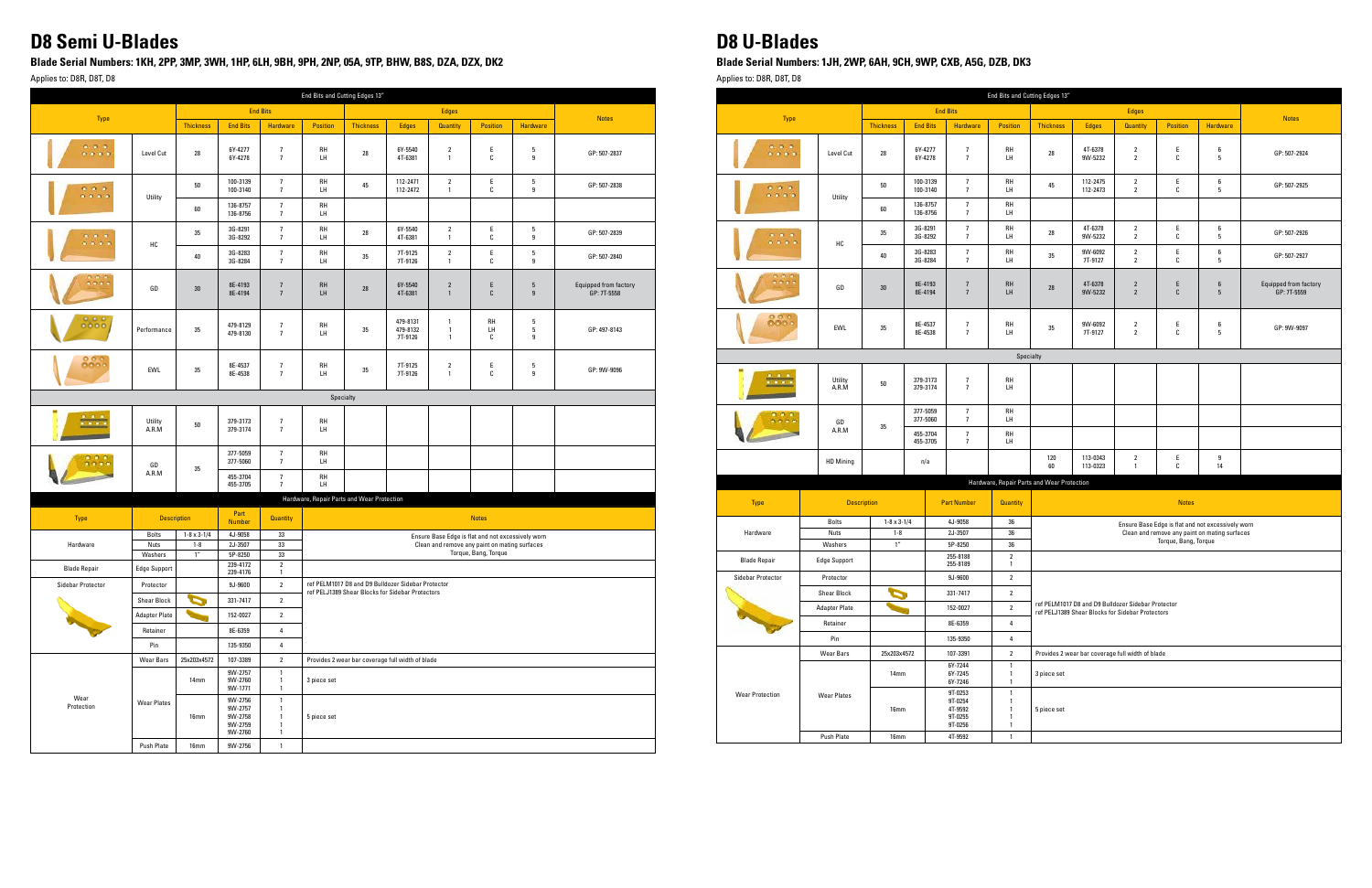# D8 Semi U-Blades

## Blade Serial Numbers: 1KH, 2PP, 3MP, 3WH, 1HP, 6LH, 9BH, 9PH, 2NP, 05A, 9TP, BHW, B8S, DZA, DZX, DK2

Applies to: D8R, D8T, D8

| End Bits and Cutting Edges 13" | | | | | | | | | | | |
|---|---|---|---|---|---|---|---|---|---|---|---|
| Type | | End Bits | | | | Edges | | | | | Notes |
| | | Thickness | End Bits | Hardware | Position | Thickness | Edges | Quantity | Position | Hardware | |
| | Level Cut | 28 | 6Y-4277<br>6Y-4278 | 7<br>7 | RH<br>LH | 28 | 6Y-5540<br>4T-6381 | 2<br>1 | E<br>C | 5<br>9 | GP: 507-2837 |
| | Utility | 50 | 100-3139<br>100-3140 | 7<br>7 | RH<br>LH | 45 | 112-2471<br>112-2472 | 2<br>1 | E<br>C | 5<br>9 | GP: 507-2838 |
| | | 60 | 136-8757<br>136-8756 | 7<br>7 | RH<br>LH | | | | | | |
| | HC | 35 | 3G-8291<br>3G-8292 | 7<br>7 | RH<br>LH | 28 | 6Y-5540<br>4T-6381 | 2<br>1 | E<br>C | 5<br>9 | GP: 507-2839 |
| | | 40 | 3G-8283<br>3G-8284 | 7<br>7 | RH<br>LH | 35 | 7T-9125<br>7T-9126 | 2<br>1 | E<br>C | 5<br>9 | GP: 507-2840 |
| | GD | 30 | 8E-4193<br>8E-4194 | 7<br>7 | RH<br>LH | 28 | 6Y-5540<br>4T-6381 | 2<br>1 | E<br>C | 5<br>9 | Equipped from factory GP: 7T-5558 |
| | Performance | 35 | 479-8129<br>479-8130 | 7<br>7 | RH<br>LH | 35 | 479-8131<br>479-8132<br>7T-9126 | 1<br>1<br>1 | RH<br>LH<br>C | 5<br>5<br>9 | GP: 497-8143 |
| | EWL | 35 | 8E-4537<br>8E-4538 | 7<br>7 | RH<br>LH | 35 | 7T-9125<br>7T-9126 | 2<br>1 | E<br>C | 5<br>9 | GP: 9W-9096 |
| Specialty | | | | | | | | | | | |
| | Utility A.R.M | 50 | 379-3173<br>379-3174 | 7<br>7 | RH<br>LH | | | | | | |
| | GD A.R.M | 35 | 377-5059<br>377-5060 | 7<br>7 | RH<br>LH | | | | | | |
| | | | 455-3704<br>455-3705 | 7<br>7 | RH<br>LH | | | | | | |

| Hardware, Repair Parts and Wear Protection | | | | | |
|---|---|---|---|---|---|
| Type | Description | | Part Number | Quantity | Notes |
| Hardware | Bolts | 1-8 x 3-1/4 | 4J-9058 | 33 | Ensure Base Edge is flat and not excessively worn<br>Clean and remove any paint on mating surfaces<br>Torque, Bang, Torque |
| | Nuts | 1-8 | 2J-3507 | 33 | |
| | Washers | 1" | 5P-8250 | 33 | |
| Blade Repair | Edge Support | | 239-4172<br>239-4176 | 2<br>1 | |
| Sidebar Protector | Protector | | 9J-9600 | 2 | ref PELM1017 D8 and D9 Bulldozer Sidebar Protector<br>ref PELJ1389 Shear Blocks for Sidebar Protectors |
| | Shear Block | | 331-7417 | 2 | |
| | Adapter Plate | | 152-0027 | 2 | |
| | Retainer | | 8E-6359 | 4 | |
| | Pin | | 135-9350 | 4 | |
| Wear Protection | Wear Bars | 25x203x4572 | 107-3389 | 2 | Provides 2 wear bar coverage full width of blade |
| | Wear Plates | 14mm | 9W-2757<br>9W-2760<br>9W-1771 | 1<br>1<br>1 | 3 piece set |
| | | 16mm | 9W-2756<br>9W-2757<br>9W-2758<br>9W-2759<br>9W-2760 | 1<br>1<br>1<br>1<br>1 | 5 piece set |
| | Push Plate | 16mm | 9W-2756 | 1 | |

# D8 U-Blades

## Blade Serial Numbers: 1JH, 2WP, 6AH, 9CH, 9WP, CXB, A5G, DZB, DK3

Applies to: D8R, D8T, D8

| End Bits and Cutting Edges 13" | | | | | | | | | | | |
|---|---|---|---|---|---|---|---|---|---|---|---|
| Type | | End Bits | | | | Edges | | | | | Notes |
| | | Thickness | End Bits | Hardware | Position | Thickness | Edges | Quantity | Position | Hardware | |
| | Level Cut | 28 | 6Y-4277<br>6Y-4278 | 7<br>7 | RH<br>LH | 28 | 4T-6378<br>9W-5232 | 2<br>2 | E<br>C | 6<br>5 | GP: 507-2924 |
| | Utility | 50 | 100-3139<br>100-3140 | 7<br>7 | RH<br>LH | 45 | 112-2475<br>112-2473 | 2<br>2 | E<br>C | 6<br>5 | GP: 507-2925 |
| | | 60 | 136-8757<br>136-8756 | 7<br>7 | RH<br>LH | | | | | | |
| | HC | 35 | 3G-8291<br>3G-8292 | 7<br>7 | RH<br>LH | 28 | 4T-6378<br>9W-5232 | 2<br>2 | E<br>C | 6<br>5 | GP: 507-2926 |
| | | 40 | 3G-8283<br>3G-8284 | 7<br>7 | RH<br>LH | 35 | 9W-6092<br>7T-9127 | 2<br>2 | E<br>C | 6<br>5 | GP: 507-2927 |
| | GD | 30 | 8E-4193<br>8E-4194 | 7<br>7 | RH<br>LH | 28 | 4T-6378<br>9W-5232 | 2<br>2 | E<br>C | 6<br>5 | Equipped from factory GP: 7T-5559 |
| | EWL | 35 | 8E-4537<br>8E-4538 | 7<br>7 | RH<br>LH | 35 | 9W-6092<br>7T-9127 | 2<br>2 | E<br>C | 6<br>5 | GP: 9W-9097 |
| Specialty | | | | | | | | | | | |
| | Utility A.R.M | 50 | 379-3173<br>379-3174 | 7<br>7 | RH<br>LH | | | | | | |
| | GD A.R.M | 35 | 377-5059<br>377-5060 | 7<br>7 | RH<br>LH | | | | | | |
| | | | 455-3704<br>455-3705 | 7<br>7 | RH<br>LH | | | | | | |
| | HD Mining | | n/a | | | 120<br>60 | 113-0343<br>113-0323 | 2<br>1 | E<br>C | 9<br>14 | |

| Hardware, Repair Parts and Wear Protection | | | | | |
|---|---|---|---|---|---|
| Type | Description | | Part Number | Quantity | Notes |
| Hardware | Bolts | 1-8 x 3-1/4 | 4J-9058 | 36 | Ensure Base Edge is flat and not excessively worn<br>Clean and remove any paint on mating surfaces<br>Torque, Bang, Torque |
| | Nuts | 1-8 | 2J-3507 | 36 | |
| | Washers | 1" | 5P-8250 | 36 | |
| Blade Repair | Edge Support | | 255-8188<br>255-8189 | 2<br>1 | |
| Sidebar Protector | Protector | | 9J-9600 | 2 | ref PELM1017 D8 and D9 Bulldozer Sidebar Protector<br>ref PELJ1389 Shear Blocks for Sidebar Protectors |
| | Shear Block | | 331-7417 | 2 | |
| | Adapter Plate | | 152-0027 | 2 | |
| | Retainer | | 8E-6359 | 4 | |
| | Pin | | 135-9350 | 4 | |
| Wear Protection | Wear Bars | 25x203x4572 | 107-3391 | 2 | Provides 2 wear bar coverage full width of blade |
| | Wear Plates | 14mm | 6Y-7244<br>6Y-7245<br>6Y-7246 | 1<br>1<br>1 | 3 piece set |
| | | 16mm | 9T-0253<br>9T-0254<br>4T-9592<br>9T-0255<br>9T-0256 | 1<br>1<br>1<br>1<br>1 | 5 piece set |
| | Push Plate | 16mm | 4T-9592 | 1 | |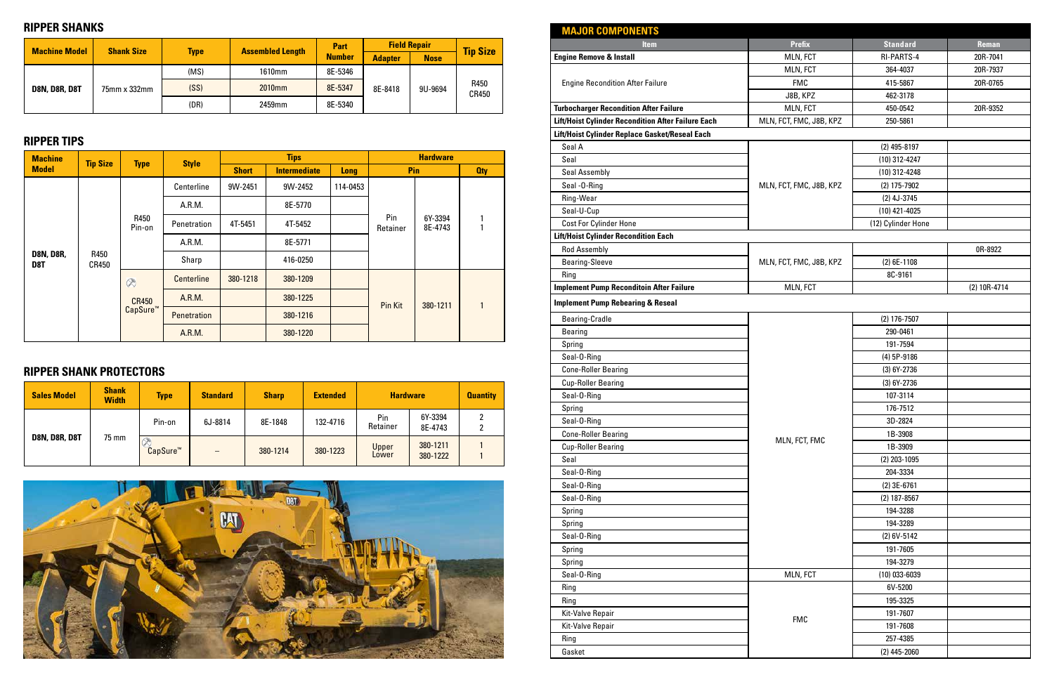## RIPPER SHANKS

| Machine Model | Shank Size | Type | Assembled Length | Part Number | Field Repair | | Tip Size |
|---|---|---|---|---|---|---|---|
| | | | | | Adapter | Nose | |
| D8N, D8R, D8T | 75mm x 332mm | (MS) | 1610mm | 8E-5346 | 8E-8418 | 9U-9694 | R450 CR450 |
| | | (SS) | 2010mm | 8E-5347 | | | |
| | | (DR) | 2459mm | 8E-5340 | | | |

## RIPPER TIPS

| Machine Model | Tip Size | Type | Style | Tips | | | Hardware | | |
|---|---|---|---|---|---|---|---|---|---|
| | | | | Short | Intermediate | Long | Pin | | Qty |
| D8N, D8R, D8T | R450 CR450 | R450 Pin-on | Centerline | 9W-2451 | 9W-2452 | 114-0453 | Pin Retainer | 6Y-3394 8E-4743 | 1 1 |
| | | | A.R.M. | | 8E-5770 | | | | |
| | | | Penetration | 4T-5451 | 4T-5452 | | | | |
| | | | A.R.M. | | 8E-5771 | | | | |
| | | | Sharp | | 416-0250 | | | | |
| | | CR450 CapSure™ | Centerline | 380-1218 | 380-1209 | | Pin Kit | 380-1211 | 1 |
| | | | A.R.M. | | 380-1225 | | | | |
| | | | Penetration | | 380-1216 | | | | |
| | | | A.R.M. | | 380-1220 | | | | |

## RIPPER SHANK PROTECTORS

| Sales Model | Shank Width | Type | Standard | Sharp | Extended | Hardware | | Quantity |
|---|---|---|---|---|---|---|---|---|
| D8N, D8R, D8T | 75 mm | Pin-on | 6J-8814 | 8E-1848 | 132-4716 | Pin Retainer | 6Y-3394 8E-4743 | 2 2 |
| | | CapSure™ | – | 380-1214 | 380-1223 | Upper Lower | 380-1211 380-1222 | 1 1 |

## MAJOR COMPONENTS

| Item | Prefix | Standard | Reman |
|---|---|---|---|
| **Engine Remove & Install** | MLN, FCT | RI-PARTS-4 | 20R-7041 |
| Engine Recondition After Failure | MLN, FCT | 364-4037 | 20R-7937 |
| | FMC | 415-5867 | 20R-0765 |
| | J8B, KPZ | 462-3178 | |
| **Turbocharger Recondition After Failure** | MLN, FCT | 450-0542 | 20R-9352 |
| **Lift/Hoist Cylinder Recondition After Failure Each** | MLN, FCT, FMC, J8B, KPZ | 250-5861 | |
| **Lift/Hoist Cylinder Replace Gasket/Reseal Each** | | | |
| Seal A | MLN, FCT, FMC, J8B, KPZ | (2) 495-8197 | |
| Seal | | (10) 312-4247 | |
| Seal Assembly | | (10) 312-4248 | |
| Seal -O-Ring | | (2) 175-7902 | |
| Ring-Wear | | (2) 4J-3745 | |
| Seal-U-Cup | | (10) 421-4025 | |
| Cost For Cylinder Hone | | (12) Cylinder Hone | |
| **Lift/Hoist Cylinder Recondition Each** | | | |
| Rod Assembly | MLN, FCT, FMC, J8B, KPZ | | 0R-8922 |
| Bearing-Sleeve | | (2) 6E-1108 | |
| Ring | | 8C-9161 | |
| **Implement Pump Reconditoin After Failure** | MLN, FCT | | (2) 10R-4714 |
| **Implement Pump Rebearing & Reseal** | | | |
| Bearing-Cradle | MLN, FCT, FMC | (2) 176-7507 | |
| Bearing | | 290-0461 | |
| Spring | | 191-7594 | |
| Seal-O-Ring | | (4) 5P-9186 | |
| Cone-Roller Bearing | | (3) 6Y-2736 | |
| Cup-Roller Bearing | | (3) 6Y-2736 | |
| Seal-O-Ring | | 107-3114 | |
| Spring | | 176-7512 | |
| Seal-O-Ring | | 3D-2824 | |
| Cone-Roller Bearing | | 1B-3908 | |
| Cup-Roller Bearing | | 1B-3909 | |
| Seal | | (2) 203-1095 | |
| Seal-O-Ring | | 204-3334 | |
| Seal-O-Ring | | (2) 3E-6761 | |
| Seal-O-Ring | | (2) 187-8567 | |
| Spring | | 194-3288 | |
| Spring | | 194-3289 | |
| Seal-O-Ring | | (2) 6V-5142 | |
| Spring | | 191-7605 | |
| Spring | | 194-3279 | |
| Seal-O-Ring | MLN, FCT | (10) 033-6039 | |
| Ring | FMC | 6V-5200 | |
| Ring | | 195-3325 | |
| Kit-Valve Repair | | 191-7607 | |
| Kit-Valve Repair | | 191-7608 | |
| Ring | | 257-4385 | |
| Gasket | | (2) 445-2060 | |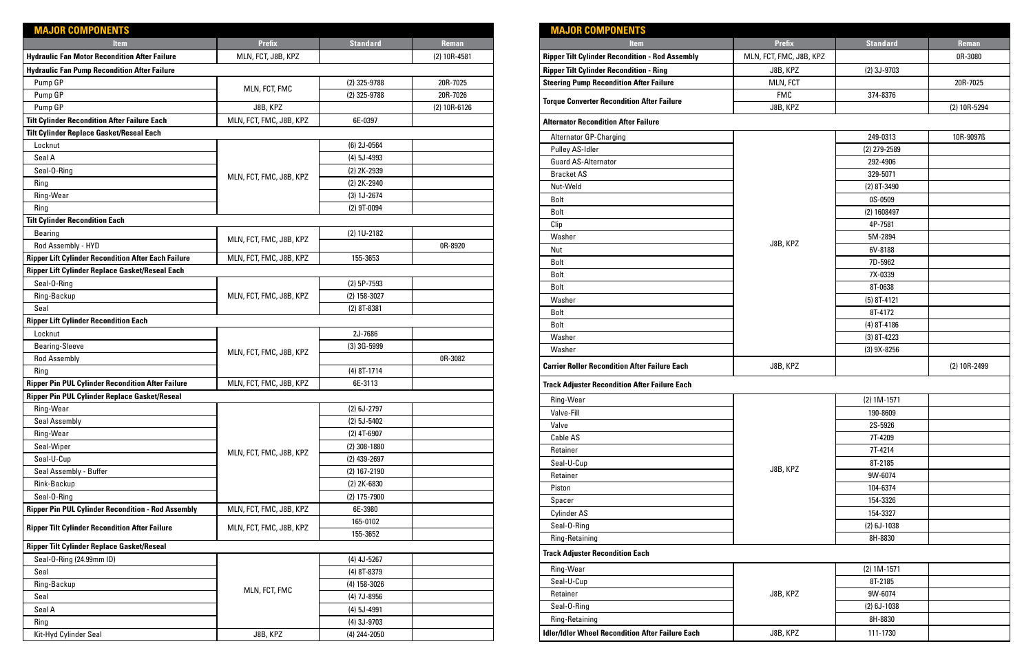## MAJOR COMPONENTS

| Item | Prefix | Standard | Reman |
|---|---|---|---|
| **Hydraulic Fan Motor Recondition After Failure** | MLN, FCT, J8B, KPZ | | (2) 10R-4581 |
| **Hydraulic Fan Pump Recondition After Failure** | | | |
| Pump GP | MLN, FCT, FMC | (2) 325-9788 | 20R-7025 |
| Pump GP | MLN, FCT, FMC | (2) 325-9788 | 20R-7026 |
| Pump GP | J8B, KPZ | | (2) 10R-6126 |
| **Tilt Cylinder Recondition After Failure Each** | MLN, FCT, FMC, J8B, KPZ | 6E-0397 | |
| **Tilt Cylinder Replace Gasket/Reseal Each** | | | |
| Locknut | MLN, FCT, FMC, J8B, KPZ | (6) 2J-0564 | |
| Seal A | MLN, FCT, FMC, J8B, KPZ | (4) 5J-4993 | |
| Seal-O-Ring | MLN, FCT, FMC, J8B, KPZ | (2) 2K-2939 | |
| Ring | MLN, FCT, FMC, J8B, KPZ | (2) 2K-2940 | |
| Ring-Wear | MLN, FCT, FMC, J8B, KPZ | (3) 1J-2674 | |
| Ring | MLN, FCT, FMC, J8B, KPZ | (2) 9T-0094 | |
| **Tilt Cylinder Recondition Each** | | | |
| Bearing | MLN, FCT, FMC, J8B, KPZ | (2) 1U-2182 | |
| Rod Assembly - HYD | MLN, FCT, FMC, J8B, KPZ | | 0R-8920 |
| **Ripper Lift Cylinder Recondition After Each Failure** | MLN, FCT, FMC, J8B, KPZ | 155-3653 | |
| **Ripper Lift Cylinder Replace Gasket/Reseal Each** | | | |
| Seal-O-Ring | MLN, FCT, FMC, J8B, KPZ | (2) 5P-7593 | |
| Ring-Backup | MLN, FCT, FMC, J8B, KPZ | (2) 158-3027 | |
| Seal | MLN, FCT, FMC, J8B, KPZ | (2) 8T-8381 | |
| **Ripper Lift Cylinder Recondition Each** | | | |
| Locknut | MLN, FCT, FMC, J8B, KPZ | 2J-7686 | |
| Bearing-Sleeve | MLN, FCT, FMC, J8B, KPZ | (3) 3G-5999 | |
| Rod Assembly | MLN, FCT, FMC, J8B, KPZ | | 0R-3082 |
| Ring | MLN, FCT, FMC, J8B, KPZ | (4) 8T-1714 | |
| **Ripper Pin PUL Cylinder Recondition After Failure** | MLN, FCT, FMC, J8B, KPZ | 6E-3113 | |
| **Ripper Pin PUL Cylinder Replace Gasket/Reseal** | | | |
| Ring-Wear | MLN, FCT, FMC, J8B, KPZ | (2) 6J-2797 | |
| Seal Assembly | MLN, FCT, FMC, J8B, KPZ | (2) 5J-5402 | |
| Ring-Wear | MLN, FCT, FMC, J8B, KPZ | (2) 4T-6907 | |
| Seal-Wiper | MLN, FCT, FMC, J8B, KPZ | (2) 308-1880 | |
| Seal-U-Cup | MLN, FCT, FMC, J8B, KPZ | (2) 439-2697 | |
| Seal Assembly - Buffer | MLN, FCT, FMC, J8B, KPZ | (2) 167-2190 | |
| Rink-Backup | MLN, FCT, FMC, J8B, KPZ | (2) 2K-6830 | |
| Seal-O-Ring | MLN, FCT, FMC, J8B, KPZ | (2) 175-7900 | |
| **Ripper Pin PUL Cylinder Recondition - Rod Assembly** | MLN, FCT, FMC, J8B, KPZ | 6E-3980 | |
| **Ripper Tilt Cylinder Recondition After Failure** | MLN, FCT, FMC, J8B, KPZ | 165-0102 | |
| | | 155-3652 | |
| **Ripper Tilt Cylinder Replace Gasket/Reseal** | | | |
| Seal-O-Ring (24.99mm ID) | MLN, FCT, FMC | (4) 4J-5267 | |
| Seal | MLN, FCT, FMC | (4) 8T-8379 | |
| Ring-Backup | MLN, FCT, FMC | (4) 158-3026 | |
| Seal | MLN, FCT, FMC | (4) 7J-8956 | |
| Seal A | MLN, FCT, FMC | (4) 5J-4991 | |
| Ring | MLN, FCT, FMC | (4) 3J-9703 | |
| Kit-Hyd Cylinder Seal | J8B, KPZ | (4) 244-2050 | |

## MAJOR COMPONENTS

| Item | Prefix | Standard | Reman |
|---|---|---|---|
| **Ripper Tilt Cylinder Recondition - Rod Assembly** | MLN, FCT, FMC, J8B, KPZ | | 0R-3080 |
| **Ripper Tilt Cylinder Recondition - Ring** | J8B, KPZ | (2) 3J-9703 | |
| **Steering Pump Recondition After Failure** | MLN, FCT | | 20R-7025 |
| **Torque Converter Recondition After Failure** | FMC | 374-8376 | |
| | J8B, KPZ | | (2) 10R-5294 |
| **Alternator Recondition After Failure** | | | |
| Alternator GP-Charging | J8B, KPZ | 249-0313 | 10R-9097ß |
| Pulley AS-Idler | J8B, KPZ | (2) 279-2589 | |
| Guard AS-Alternator | J8B, KPZ | 292-4906 | |
| Bracket AS | J8B, KPZ | 329-5071 | |
| Nut-Weld | J8B, KPZ | (2) 8T-3490 | |
| Bolt | J8B, KPZ | 0S-0509 | |
| Bolt | J8B, KPZ | (2) 1608497 | |
| Clip | J8B, KPZ | 4P-7581 | |
| Washer | J8B, KPZ | 5M-2894 | |
| Nut | J8B, KPZ | 6V-8188 | |
| Bolt | J8B, KPZ | 7D-5962 | |
| Bolt | J8B, KPZ | 7X-0339 | |
| Bolt | J8B, KPZ | 8T-0638 | |
| Washer | J8B, KPZ | (5) 8T-4121 | |
| Bolt | J8B, KPZ | 8T-4172 | |
| Bolt | J8B, KPZ | (4) 8T-4186 | |
| Washer | J8B, KPZ | (3) 8T-4223 | |
| Washer | J8B, KPZ | (3) 9X-8256 | |
| **Carrier Roller Recondition After Failure Each** | J8B, KPZ | | (2) 10R-2499 |
| **Track Adjuster Recondition After Failure Each** | | | |
| Ring-Wear | J8B, KPZ | (2) 1M-1571 | |
| Valve-Fill | J8B, KPZ | 190-8609 | |
| Valve | J8B, KPZ | 2S-5926 | |
| Cable AS | J8B, KPZ | 7T-4209 | |
| Retainer | J8B, KPZ | 7T-4214 | |
| Seal-U-Cup | J8B, KPZ | 8T-2185 | |
| Retainer | J8B, KPZ | 9W-6074 | |
| Piston | J8B, KPZ | 104-6374 | |
| Spacer | J8B, KPZ | 154-3326 | |
| Cylinder AS | J8B, KPZ | 154-3327 | |
| Seal-O-Ring | J8B, KPZ | (2) 6J-1038 | |
| Ring-Retaining | J8B, KPZ | 8H-8830 | |
| **Track Adjuster Recondition Each** | | | |
| Ring-Wear | J8B, KPZ | (2) 1M-1571 | |
| Seal-U-Cup | J8B, KPZ | 8T-2185 | |
| Retainer | J8B, KPZ | 9W-6074 | |
| Seal-O-Ring | J8B, KPZ | (2) 6J-1038 | |
| Ring-Retaining | J8B, KPZ | 8H-8830 | |
| **Idler/Idler Wheel Recondition After Failure Each** | J8B, KPZ | 111-1730 | |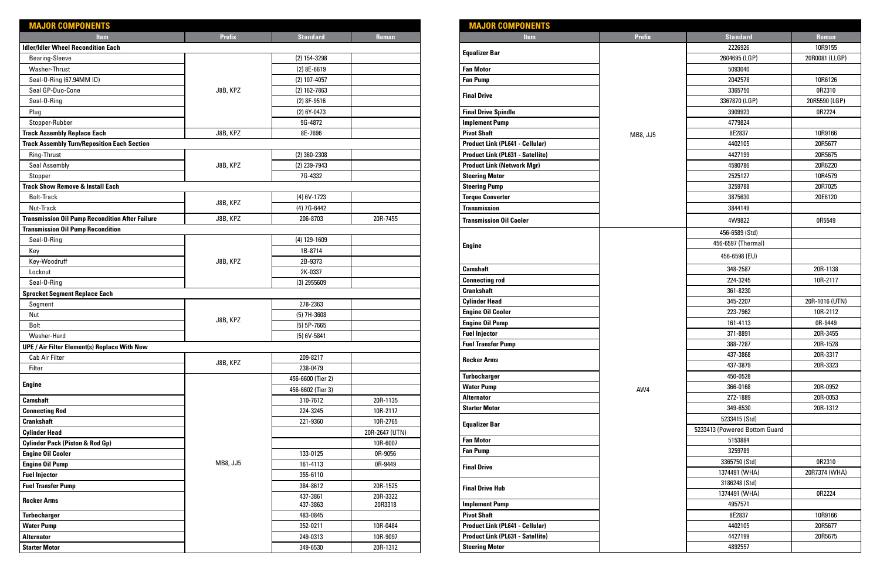## MAJOR COMPONENTS

| Item | Prefix | Standard | Reman |
|---|---|---|---|
| **Idler/Idler Wheel Recondition Each** | | | |
| Bearing-Sleeve | J8B, KPZ | (2) 154-3298 | |
| Washer-Thrust | J8B, KPZ | (2) 8E-6619 | |
| Seal-O-Ring (67.94MM ID) | J8B, KPZ | (2) 107-4057 | |
| Seal GP-Duo-Cone | J8B, KPZ | (2) 162-7863 | |
| Seal-O-Ring | J8B, KPZ | (2) 8F-9516 | |
| Plug | J8B, KPZ | (2) 6Y-0473 | |
| Stopper-Rubber | J8B, KPZ | 9G-4872 | |
| **Track Assembly Replace Each** | J8B, KPZ | 8E-7696 | |
| **Track Assembly Turn/Reposition Each Section** | | | |
| Ring-Thrust | J8B, KPZ | (2) 360-2308 | |
| Seal Assembly | J8B, KPZ | (2) 239-7943 | |
| Stopper | J8B, KPZ | 7G-4332 | |
| **Track Show Remove & Install Each** | | | |
| Bolt-Track | J8B, KPZ | (4) 6V-1723 | |
| Nut-Track | J8B, KPZ | (4) 7G-6442 | |
| **Transmission Oil Pump Recondition After Failure** | J8B, KPZ | 206-8703 | 20R-7455 |
| **Transmission Oil Pump Recondition** | | | |
| Seal-O-Ring | J8B, KPZ | (4) 129-1609 | |
| Key | J8B, KPZ | 1B-8714 | |
| Key-Woodruff | J8B, KPZ | 2B-9373 | |
| Locknut | J8B, KPZ | 2K-0337 | |
| Seal-O-Ring | J8B, KPZ | (3) 2955609 | |
| **Sprocket Segment Replace Each** | | | |
| Segment | J8B, KPZ | 278-2363 | |
| Nut | J8B, KPZ | (5) 7H-3608 | |
| Bolt | J8B, KPZ | (5) 5P-7665 | |
| Washer-Hard | J8B, KPZ | (5) 6V-5841 | |
| **UPE / Air Filter Element(s) Replace With New** | | | |
| Cab Air Filter | J8B, KPZ | 209-8217 | |
| Filter | J8B, KPZ | 238-0479 | |
| **Engine** | MB8, JJ5 | 456-6600 (Tier 2) | |
| | MB8, JJ5 | 456-6602 (Tier 3) | |
| **Camshaft** | MB8, JJ5 | 310-7612 | 20R-1135 |
| **Connecting Rod** | MB8, JJ5 | 224-3245 | 10R-2117 |
| **Crankshaft** | MB8, JJ5 | 221-9360 | 10R-2765 |
| **Cylinder Head** | MB8, JJ5 | | 20R-2647 (UTN) |
| **Cylinder Pack (Piston & Rod Gp)** | MB8, JJ5 | | 10R-6007 |
| **Engine Oil Cooler** | MB8, JJ5 | 133-0125 | 0R-9056 |
| **Engine Oil Pump** | MB8, JJ5 | 161-4113 | 0R-9449 |
| **Fuel Injector** | MB8, JJ5 | 355-6110 | |
| **Fuel Transfer Pump** | MB8, JJ5 | 384-8612 | 20R-1525 |
| **Rocker Arms** | MB8, JJ5 | 437-3861<br>437-3863 | 20R-3322<br>20R3318 |
| **Turbocharger** | MB8, JJ5 | 483-0845 | |
| **Water Pump** | MB8, JJ5 | 352-0211 | 10R-0484 |
| **Alternator** | MB8, JJ5 | 249-0313 | 10R-9097 |
| **Starter Motor** | MB8, JJ5 | 349-6530 | 20R-1312 |

## MAJOR COMPONENTS

| Item | Prefix | Standard | Reman |
|---|---|---|---|
| **Equalizer Bar** | MB8, JJ5 | 2226926 | 10R9155 |
| | MB8, JJ5 | 2604695 (LGP) | 20R0081 (LLGP) |
| **Fan Motor** | MB8, JJ5 | 5093040 | |
| **Fan Pump** | MB8, JJ5 | 2042578 | 10R6126 |
| **Final Drive** | MB8, JJ5 | 3365750 | 0R2310 |
| | MB8, JJ5 | 3367870 (LGP) | 20R5590 (LGP) |
| **Final Drive Spindle** | MB8, JJ5 | 3909923 | 0R2224 |
| **Implement Pump** | MB8, JJ5 | 4779824 | |
| **Pivot Shaft** | MB8, JJ5 | 8E2837 | 10R9166 |
| **Product Link (PL641 - Cellular)** | MB8, JJ5 | 4402105 | 20R5677 |
| **Product Link (PL631 - Satellite)** | MB8, JJ5 | 4427199 | 20R5675 |
| **Product Link (Network Mgr)** | MB8, JJ5 | 4590786 | 20R6220 |
| **Steering Motor** | MB8, JJ5 | 2525127 | 10R4579 |
| **Steering Pump** | MB8, JJ5 | 3259788 | 20R7025 |
| **Torque Converter** | MB8, JJ5 | 3875630 | 20E6120 |
| **Transmission** | MB8, JJ5 | 3844149 | |
| **Transmission Oil Cooler** | MB8, JJ5 | 4W9822 | 0R5549 |
| **Engine** | AW4 | 456-6589 (Std) | |
| | AW4 | 456-6597 (Thermal) | |
| | AW4 | 456-6598 (EU) | |
| **Camshaft** | AW4 | 348-2587 | 20R-1138 |
| **Connecting rod** | AW4 | 224-3245 | 10R-2117 |
| **Crankshaft** | AW4 | 361-8230 | |
| **Cylinder Head** | AW4 | 345-2207 | 20R-1016 (UTN) |
| **Engine Oil Cooler** | AW4 | 223-7962 | 10R-2112 |
| **Engine Oil Pump** | AW4 | 161-4113 | 0R-9449 |
| **Fuel Injector** | AW4 | 371-8891 | 20R-3455 |
| **Fuel Transfer Pump** | AW4 | 388-7287 | 20R-1528 |
| **Rocker Arms** | AW4 | 437-3868 | 20R-3317 |
| | AW4 | 437-3879 | 20R-3323 |
| **Turbocharger** | AW4 | 450-0528 | |
| **Water Pump** | AW4 | 366-0168 | 20R-0952 |
| **Alternator** | AW4 | 272-1889 | 20R-0053 |
| **Starter Motor** | AW4 | 349-6530 | 20R-1312 |
| **Equalizer Bar** | AW4 | 5233415 (Std) | |
| | AW4 | 5233413 (Powered Bottom Guard | |
| **Fan Motor** | AW4 | 5153884 | |
| **Fan Pump** | AW4 | 3259789 | |
| **Final Drive** | AW4 | 3365750 (Std) | 0R2310 |
| | AW4 | 1374491 (WHA) | 20R7374 (WHA) |
| **Final Drive Hub** | AW4 | 3186248 (Std) | |
| | AW4 | 1374491 (WHA) | 0R2224 |
| **Implement Pump** | AW4 | 4957571 | |
| **Pivot Shaft** | AW4 | 8E2837 | 10R9166 |
| **Product Link (PL641 - Cellular)** | AW4 | 4402105 | 20R5677 |
| **Product Link (PL631 - Satellite)** | AW4 | 4427199 | 20R5675 |
| **Steering Motor** | AW4 | 4892557 | |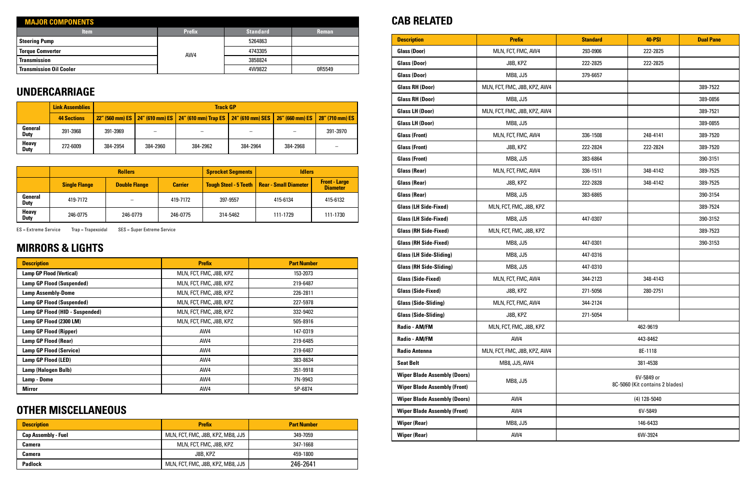## MAJOR COMPONENTS

| Item | Prefix | Standard | Reman |
|---|---|---|---|
| Steering Pump | AW4 | 5264863 | |
| Torque Comverter | | 4743305 | |
| Transmission | | 3858824 | |
| Transmission Oil Cooler | | 4W9822 | 0R5549 |

## UNDERCARRIAGE

| | Link Assemblies | Track GP | | | | | |
|---|---|---|---|---|---|---|---|
| | 44 Sections | 22" (560 mm) ES | 24" (610 mm) ES | 24" (610 mm) Trap ES | 24" (610 mm) SES | 26" (660 mm) ES | 28" (710 mm) ES |
| General Duty | 391-3968 | 391-3969 | – | – | – | – | 391-3970 |
| Heavy Duty | 272-6009 | 384-2954 | 384-2960 | 384-2962 | 384-2964 | 384-2968 | – |

| | Rollers | | | Sprocket Segments | Idlers | |
|---|---|---|---|---|---|---|
| | Single Flange | Double Flange | Carrier | Tough Steel - 5 Teeth | Rear - Small Diameter | Front - Large Diameter |
| General Duty | 419-7172 | – | 419-7172 | 397-9557 | 415-6134 | 415-6132 |
| Heavy Duty | 246-0775 | 246-0779 | 246-0775 | 314-5462 | 111-1729 | 111-1730 |

ES = Extreme Service    Trap = Trapezoidal    SES = Super Extreme Service

## MIRRORS & LIGHTS

| Description | Prefix | Part Number |
|---|---|---|
| Lamp GP Flood (Vertical) | MLN, FCT, FMC, J8B, KPZ | 153-2073 |
| Lamp GP Flood (Suspended) | MLN, FCT, FMC, J8B, KPZ | 219-6487 |
| Lamp Assembly-Dome | MLN, FCT, FMC, J8B, KPZ | 226-2811 |
| Lamp GP Flood (Suspended) | MLN, FCT, FMC, J8B, KPZ | 227-5978 |
| Lamp GP Flood (HID - Suspended) | MLN, FCT, FMC, J8B, KPZ | 332-9402 |
| Lamp GP Flood (2300 LM) | MLN, FCT, FMC, J8B, KPZ | 505-8916 |
| Lamp GP Flood (Ripper) | AW4 | 147-0319 |
| Lamp GP Flood (Rear) | AW4 | 219-6485 |
| Lamp GP Flood (Service) | AW4 | 219-6487 |
| Lamp GP Flood (LED) | AW4 | 383-8634 |
| Lamp (Halogen Bulb) | AW4 | 351-9918 |
| Lamp - Dome | AW4 | 7N-9943 |
| Mirror | AW4 | 5P-6874 |

## OTHER MISCELLANEOUS

| Description | Prefix | Part Number |
|---|---|---|
| Cap Assembly - Fuel | MLN, FCT, FMC, J8B, KPZ, MB8, JJ5 | 349-7059 |
| Camera | MLN, FCT, FMC, J8B, KPZ | 347-1668 |
| Camera | J8B, KPZ | 459-1800 |
| Padlock | MLN, FCT, FMC, J8B, KPZ, MB8, JJ5 | 246-2641 |

## CAB RELATED

| Description | Prefix | Standard | 40-PSI | Dual Pane |
|---|---|---|---|---|
| Glass (Door) | MLN, FCT, FMC, AW4 | 293-0906 | 222-2825 | |
| Glass (Door) | J8B, KPZ | 222-2825 | 222-2825 | |
| Glass (Door) | MB8, JJ5 | 379-6657 | | |
| Glass RH (Door) | MLN, FCT, FMC, J8B, KPZ, AW4 | | | 389-7522 |
| Glass RH (Door) | MB8, JJ5 | | | 389-0856 |
| Glass LH (Door) | MLN, FCT, FMC, J8B, KPZ, AW4 | | | 389-7521 |
| Glass LH (Door) | MB8, JJ5 | | | 389-0855 |
| Glass (Front) | MLN, FCT, FMC, AW4 | 336-1508 | 248-4141 | 389-7520 |
| Glass (Front) | J8B, KPZ | 222-2824 | 222-2824 | 389-7520 |
| Glass (Front) | MB8, JJ5 | 383-6864 | | 390-3151 |
| Glass (Rear) | MLN, FCT, FMC, AW4 | 336-1511 | 348-4142 | 389-7525 |
| Glass (Rear) | J8B, KPZ | 222-2828 | 348-4142 | 389-7525 |
| Glass (Rear) | MB8, JJ5 | 383-6865 | | 390-3154 |
| Glass (LH Side-Fixed) | MLN, FCT, FMC, J8B, KPZ | | | 389-7524 |
| Glass (LH Side-Fixed) | MB8, JJ5 | 447-0307 | | 390-3152 |
| Glass (RH Side-Fixed) | MLN, FCT, FMC, J8B, KPZ | | | 389-7523 |
| Glass (RH Side-Fixed) | MB8, JJ5 | 447-0301 | | 390-3153 |
| Glass (LH Side-Sliding) | MB8, JJ5 | 447-0316 | | |
| Glass (RH Side-Sliding) | MB8, JJ5 | 447-0310 | | |
| Glass (Side-Fixed) | MLN, FCT, FMC, AW4 | 344-2123 | 348-4143 | |
| Glass (Side-Fixed) | J8B, KPZ | 271-5056 | 280-2751 | |
| Glass (Side-Sliding) | MLN, FCT, FMC, AW4 | 344-2124 | | |
| Glass (Side-Sliding) | J8B, KPZ | 271-5054 | | |
| Radio - AM/FM | MLN, FCT, FMC, J8B, KPZ | 462-9619 | | |
| Radio - AM/FM | AW4 | 443-8462 | | |
| Radio Antenna | MLN, FCT, FMC, J8B, KPZ, AW4 | 8E-1118 | | |
| Seat Belt | MB8, JJ5, AW4 | 381-4538 | | |
| Wiper Blade Assembly (Doors) | MB8, JJ5 | 6V-5849 or 8C-5060 (Kit contains 2 blades) | | |
| Wiper Blade Assembly (Front) | | | | |
| Wiper Blade Assembly (Doors) | AW4 | (4) 128-5040 | | |
| Wiper Blade Assembly (Front) | AW4 | 6V-5849 | | |
| Wiper (Rear) | MB8, JJ5 | 146-6433 | | |
| Wiper (Rear) | AW4 | 6W-3924 | | |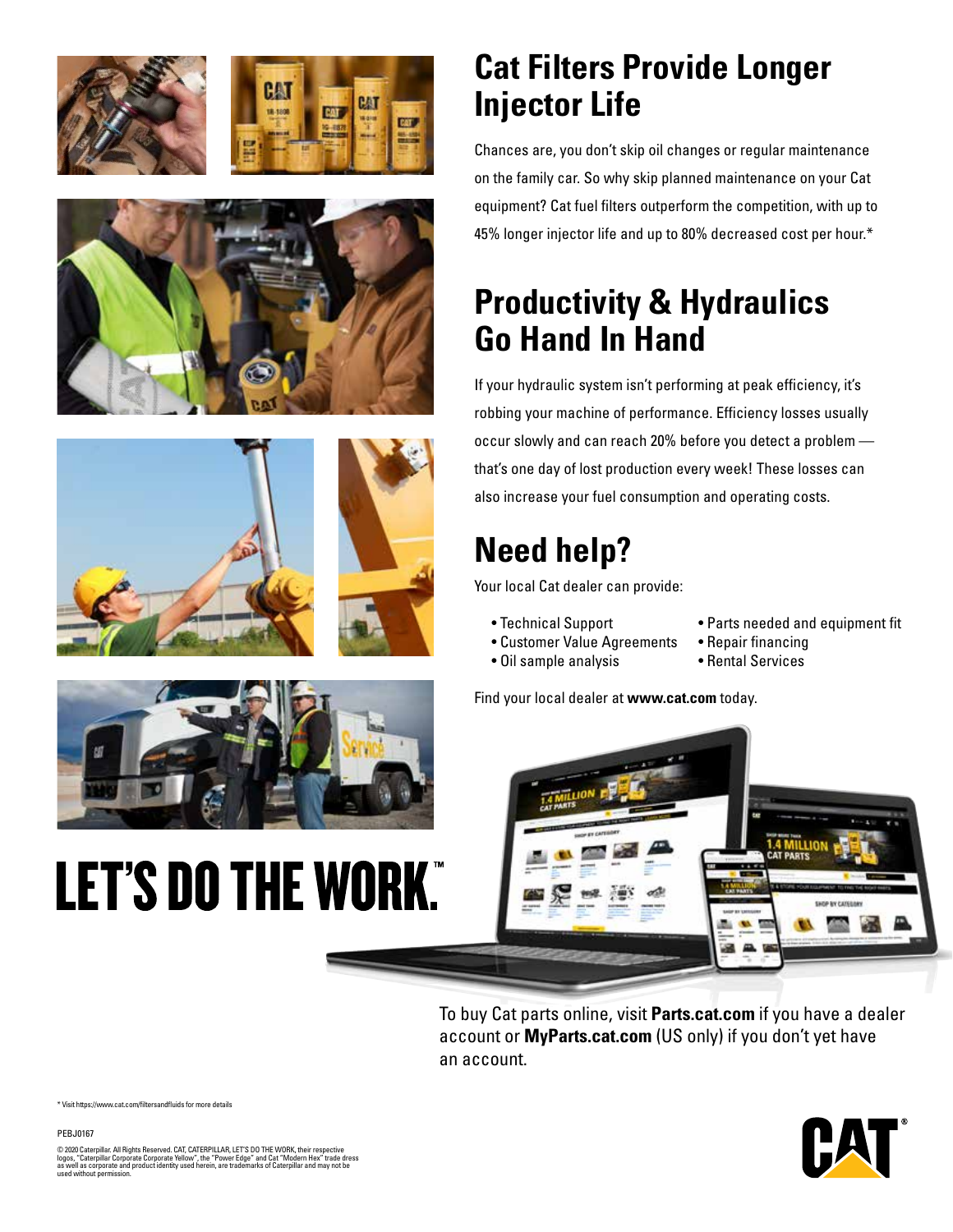## Cat Filters Provide Longer Injector Life

Chances are, you don't skip oil changes or regular maintenance on the family car. So why skip planned maintenance on your Cat equipment? Cat fuel filters outperform the competition, with up to 45% longer injector life and up to 80% decreased cost per hour.*

## Productivity & Hydraulics Go Hand In Hand

If your hydraulic system isn't performing at peak efficiency, it's robbing your machine of performance. Efficiency losses usually occur slowly and can reach 20% before you detect a problem — that's one day of lost production every week! These losses can also increase your fuel consumption and operating costs.

## Need help?

Your local Cat dealer can provide:

- Technical Support
- Customer Value Agreements
- Oil sample analysis
- Parts needed and equipment fit
- Repair financing
- Rental Services

Find your local dealer at **www.cat.com** today.

# LET'S DO THE WORK.™

To buy Cat parts online, visit **Parts.cat.com** if you have a dealer account or **MyParts.cat.com** (US only) if you don't yet have an account.

* Visit https://www.cat.com/filtersandfluids for more details

PEBJ0167

© 2020 Caterpillar. All Rights Reserved. CAT, CATERPILLAR, LET'S DO THE WORK, their respective logos, "Caterpillar Corporate Corporate Yellow", the "Power Edge" and Cat "Modern Hex" trade dress as well as corporate and product identity used herein, are trademarks of Caterpillar and may not be used without permission.